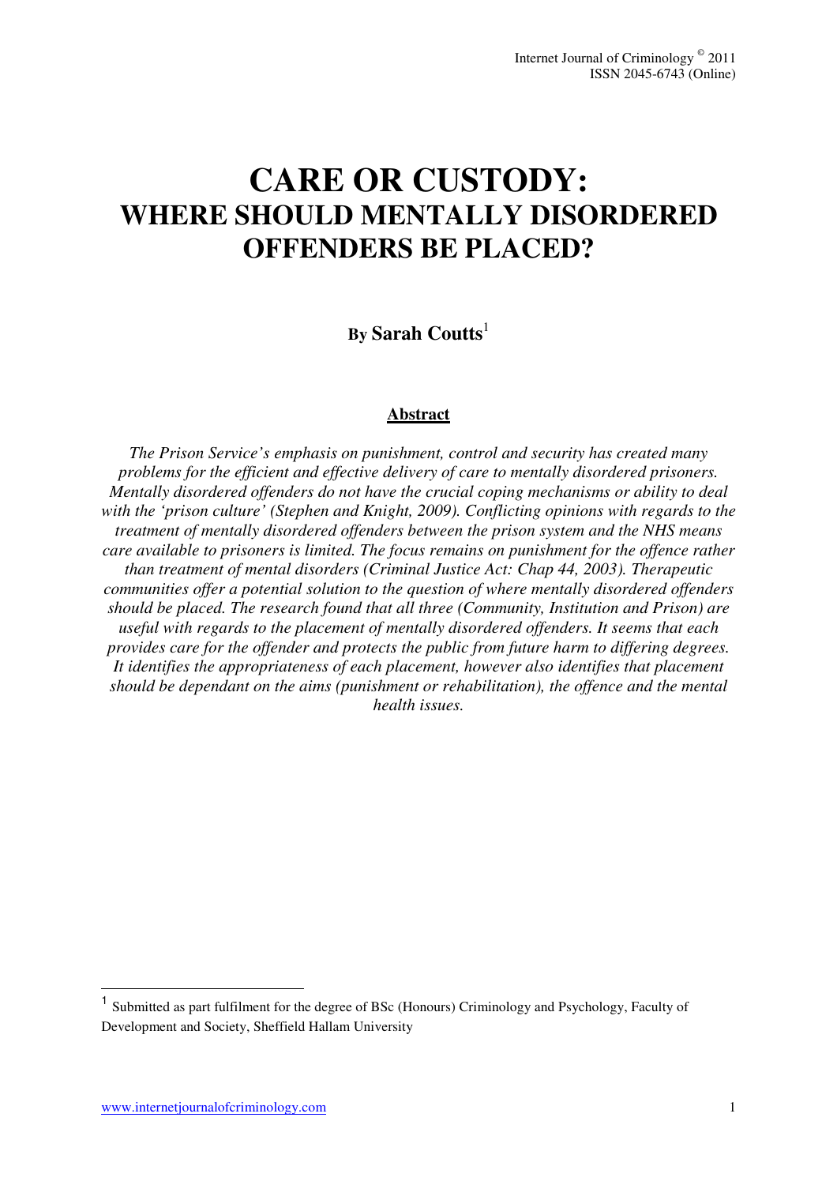# CARE OR CUSTODY:
## WHERE SHOULD MENTALLY DISORDERED OFFENDERS BE PLACED?

**By Sarah Coutts**[1]

### Abstract

*The Prison Service's emphasis on punishment, control and security has created many problems for the efficient and effective delivery of care to mentally disordered prisoners. Mentally disordered offenders do not have the crucial coping mechanisms or ability to deal with the 'prison culture' (Stephen and Knight, 2009). Conflicting opinions with regards to the treatment of mentally disordered offenders between the prison system and the NHS means care available to prisoners is limited. The focus remains on punishment for the offence rather than treatment of mental disorders (Criminal Justice Act: Chap 44, 2003). Therapeutic communities offer a potential solution to the question of where mentally disordered offenders should be placed. The research found that all three (Community, Institution and Prison) are useful with regards to the placement of mentally disordered offenders. It seems that each provides care for the offender and protects the public from future harm to differing degrees. It identifies the appropriateness of each placement, however also identifies that placement should be dependant on the aims (punishment or rehabilitation), the offence and the mental health issues.*

---

[1] Submitted as part fulfilment for the degree of BSc (Honours) Criminology and Psychology, Faculty of Development and Society, Sheffield Hallam University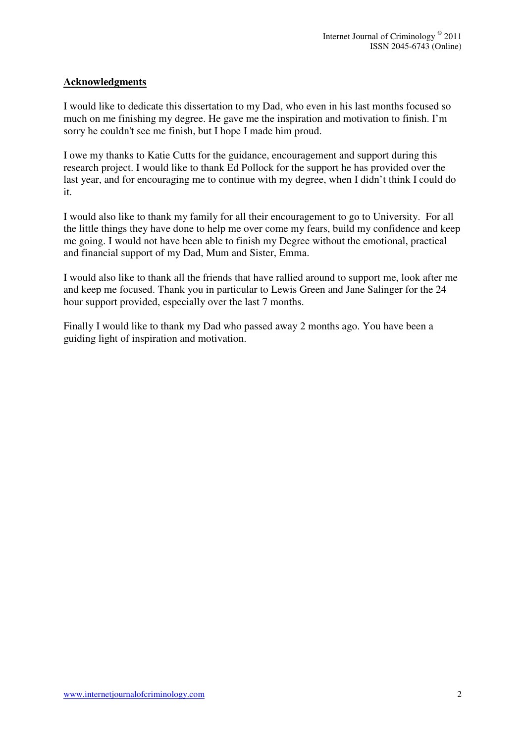## Acknowledgments

I would like to dedicate this dissertation to my Dad, who even in his last months focused so much on me finishing my degree. He gave me the inspiration and motivation to finish. I'm sorry he couldn't see me finish, but I hope I made him proud.

I owe my thanks to Katie Cutts for the guidance, encouragement and support during this research project. I would like to thank Ed Pollock for the support he has provided over the last year, and for encouraging me to continue with my degree, when I didn't think I could do it.

I would also like to thank my family for all their encouragement to go to University. For all the little things they have done to help me over come my fears, build my confidence and keep me going. I would not have been able to finish my Degree without the emotional, practical and financial support of my Dad, Mum and Sister, Emma.

I would also like to thank all the friends that have rallied around to support me, look after me and keep me focused. Thank you in particular to Lewis Green and Jane Salinger for the 24 hour support provided, especially over the last 7 months.

Finally I would like to thank my Dad who passed away 2 months ago. You have been a guiding light of inspiration and motivation.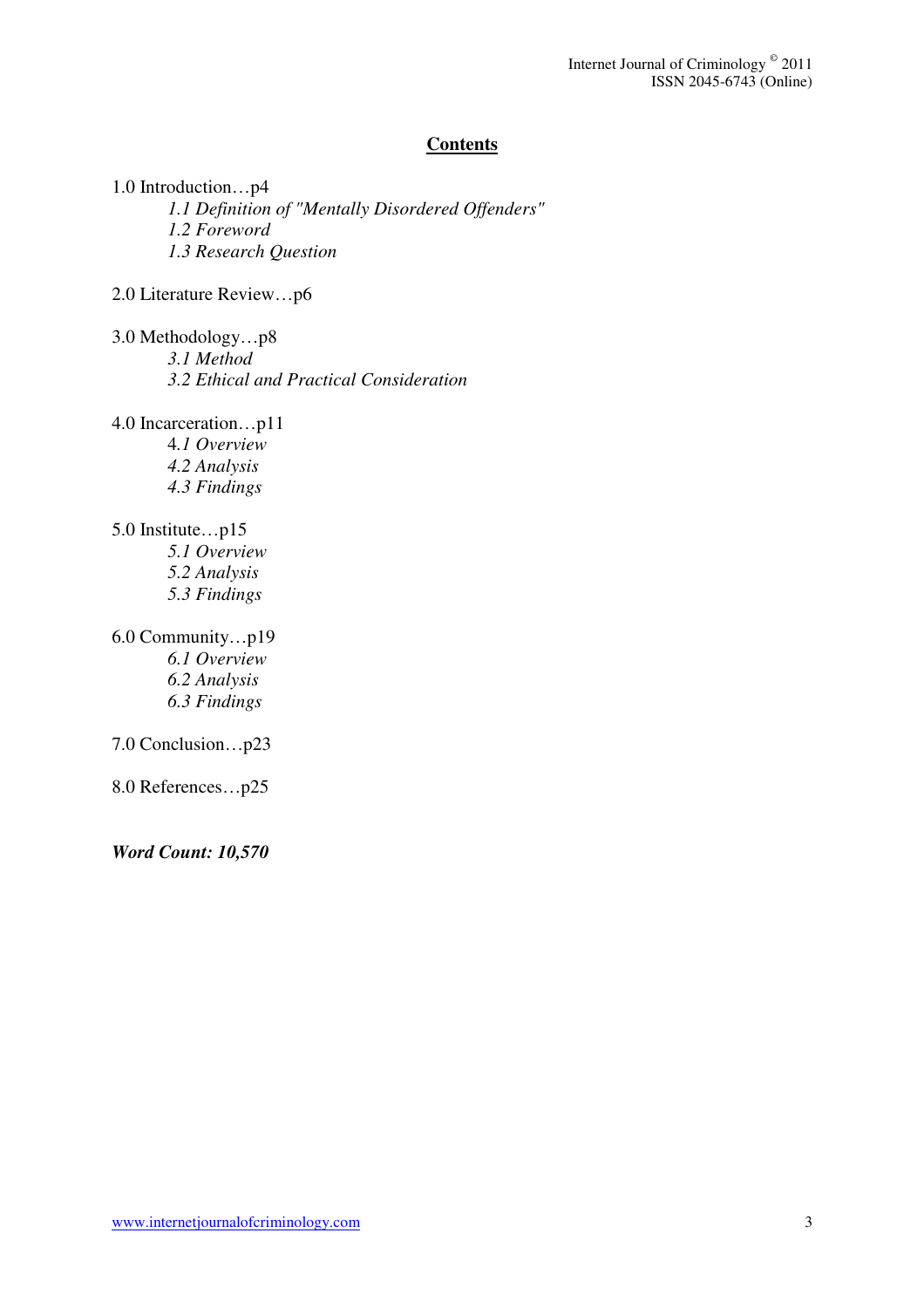## Contents

1.0 Introduction…p4

*1.1 Definition of "Mentally Disordered Offenders"*
*1.2 Foreword*
*1.3 Research Question*

2.0 Literature Review…p6

3.0 Methodology…p8

*3.1 Method*
*3.2 Ethical and Practical Consideration*

4.0 Incarceration…p11

*4.1 Overview*
*4.2 Analysis*
*4.3 Findings*

5.0 Institute…p15

*5.1 Overview*
*5.2 Analysis*
*5.3 Findings*

6.0 Community…p19

*6.1 Overview*
*6.2 Analysis*
*6.3 Findings*

7.0 Conclusion…p23

8.0 References…p25

***Word Count: 10,570***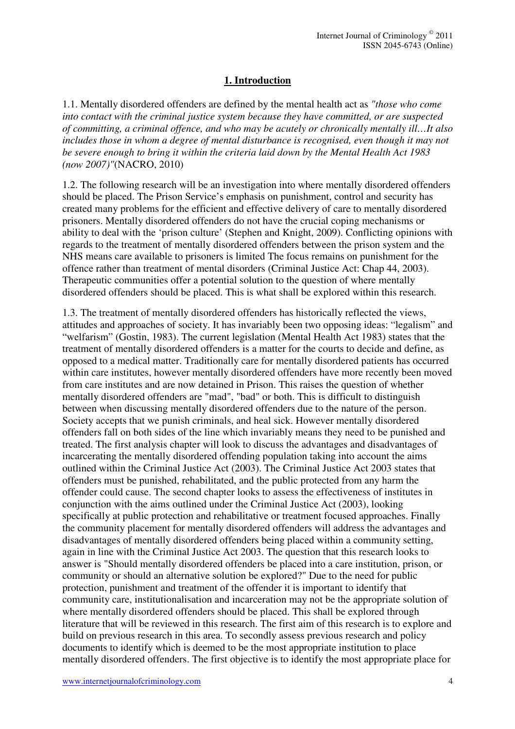## 1. Introduction

1.1. Mentally disordered offenders are defined by the mental health act as *"those who come into contact with the criminal justice system because they have committed, or are suspected of committing, a criminal offence, and who may be acutely or chronically mentally ill…It also includes those in whom a degree of mental disturbance is recognised, even though it may not be severe enough to bring it within the criteria laid down by the Mental Health Act 1983 (now 2007)"*(NACRO, 2010)

1.2. The following research will be an investigation into where mentally disordered offenders should be placed. The Prison Service's emphasis on punishment, control and security has created many problems for the efficient and effective delivery of care to mentally disordered prisoners. Mentally disordered offenders do not have the crucial coping mechanisms or ability to deal with the 'prison culture' (Stephen and Knight, 2009). Conflicting opinions with regards to the treatment of mentally disordered offenders between the prison system and the NHS means care available to prisoners is limited The focus remains on punishment for the offence rather than treatment of mental disorders (Criminal Justice Act: Chap 44, 2003). Therapeutic communities offer a potential solution to the question of where mentally disordered offenders should be placed. This is what shall be explored within this research.

1.3. The treatment of mentally disordered offenders has historically reflected the views, attitudes and approaches of society. It has invariably been two opposing ideas: "legalism" and "welfarism" (Gostin, 1983). The current legislation (Mental Health Act 1983) states that the treatment of mentally disordered offenders is a matter for the courts to decide and define, as opposed to a medical matter. Traditionally care for mentally disordered patients has occurred within care institutes, however mentally disordered offenders have more recently been moved from care institutes and are now detained in Prison. This raises the question of whether mentally disordered offenders are "mad", "bad" or both. This is difficult to distinguish between when discussing mentally disordered offenders due to the nature of the person. Society accepts that we punish criminals, and heal sick. However mentally disordered offenders fall on both sides of the line which invariably means they need to be punished and treated. The first analysis chapter will look to discuss the advantages and disadvantages of incarcerating the mentally disordered offending population taking into account the aims outlined within the Criminal Justice Act (2003). The Criminal Justice Act 2003 states that offenders must be punished, rehabilitated, and the public protected from any harm the offender could cause. The second chapter looks to assess the effectiveness of institutes in conjunction with the aims outlined under the Criminal Justice Act (2003), looking specifically at public protection and rehabilitative or treatment focused approaches. Finally the community placement for mentally disordered offenders will address the advantages and disadvantages of mentally disordered offenders being placed within a community setting, again in line with the Criminal Justice Act 2003. The question that this research looks to answer is "Should mentally disordered offenders be placed into a care institution, prison, or community or should an alternative solution be explored?" Due to the need for public protection, punishment and treatment of the offender it is important to identify that community care, institutionalisation and incarceration may not be the appropriate solution of where mentally disordered offenders should be placed. This shall be explored through literature that will be reviewed in this research. The first aim of this research is to explore and build on previous research in this area. To secondly assess previous research and policy documents to identify which is deemed to be the most appropriate institution to place mentally disordered offenders. The first objective is to identify the most appropriate place for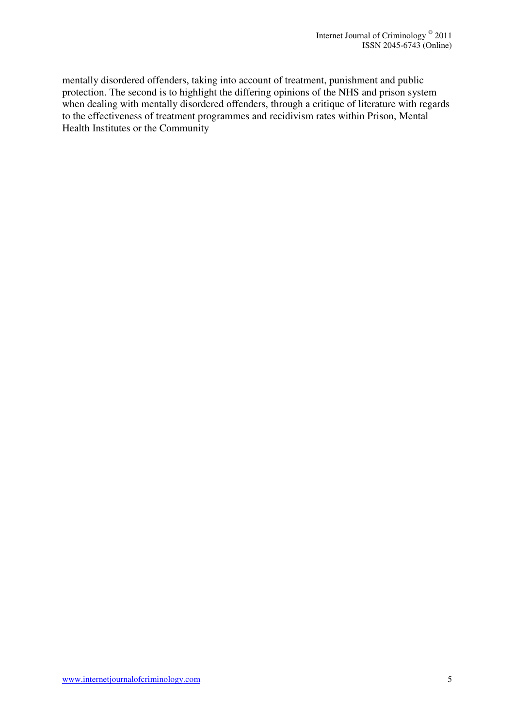mentally disordered offenders, taking into account of treatment, punishment and public protection. The second is to highlight the differing opinions of the NHS and prison system when dealing with mentally disordered offenders, through a critique of literature with regards to the effectiveness of treatment programmes and recidivism rates within Prison, Mental Health Institutes or the Community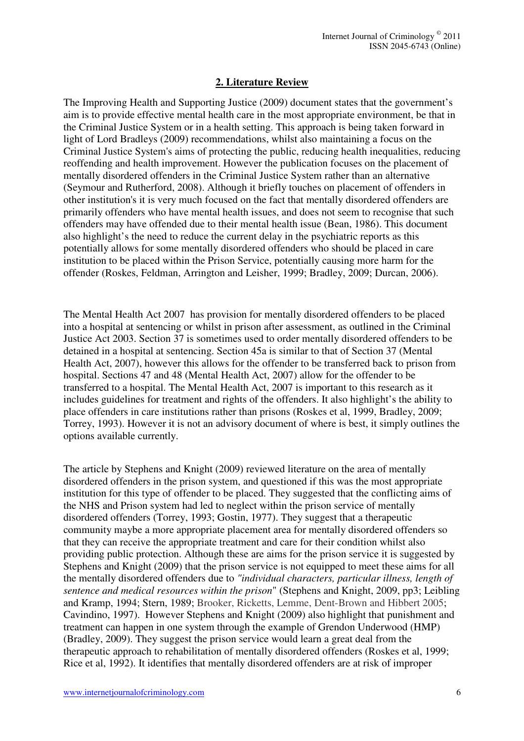## 2. Literature Review

The Improving Health and Supporting Justice (2009) document states that the government's aim is to provide effective mental health care in the most appropriate environment, be that in the Criminal Justice System or in a health setting. This approach is being taken forward in light of Lord Bradleys (2009) recommendations, whilst also maintaining a focus on the Criminal Justice System's aims of protecting the public, reducing health inequalities, reducing reoffending and health improvement. However the publication focuses on the placement of mentally disordered offenders in the Criminal Justice System rather than an alternative (Seymour and Rutherford, 2008). Although it briefly touches on placement of offenders in other institution's it is very much focused on the fact that mentally disordered offenders are primarily offenders who have mental health issues, and does not seem to recognise that such offenders may have offended due to their mental health issue (Bean, 1986). This document also highlight's the need to reduce the current delay in the psychiatric reports as this potentially allows for some mentally disordered offenders who should be placed in care institution to be placed within the Prison Service, potentially causing more harm for the offender (Roskes, Feldman, Arrington and Leisher, 1999; Bradley, 2009; Durcan, 2006).

The Mental Health Act 2007 has provision for mentally disordered offenders to be placed into a hospital at sentencing or whilst in prison after assessment, as outlined in the Criminal Justice Act 2003. Section 37 is sometimes used to order mentally disordered offenders to be detained in a hospital at sentencing. Section 45a is similar to that of Section 37 (Mental Health Act, 2007), however this allows for the offender to be transferred back to prison from hospital. Sections 47 and 48 (Mental Health Act, 2007) allow for the offender to be transferred to a hospital. The Mental Health Act, 2007 is important to this research as it includes guidelines for treatment and rights of the offenders. It also highlight's the ability to place offenders in care institutions rather than prisons (Roskes et al, 1999, Bradley, 2009; Torrey, 1993). However it is not an advisory document of where is best, it simply outlines the options available currently.

The article by Stephens and Knight (2009) reviewed literature on the area of mentally disordered offenders in the prison system, and questioned if this was the most appropriate institution for this type of offender to be placed. They suggested that the conflicting aims of the NHS and Prison system had led to neglect within the prison service of mentally disordered offenders (Torrey, 1993; Gostin, 1977). They suggest that a therapeutic community maybe a more appropriate placement area for mentally disordered offenders so that they can receive the appropriate treatment and care for their condition whilst also providing public protection. Although these are aims for the prison service it is suggested by Stephens and Knight (2009) that the prison service is not equipped to meet these aims for all the mentally disordered offenders due to *"individual characters, particular illness, length of sentence and medical resources within the prison*" (Stephens and Knight, 2009, pp3; Leibling and Kramp, 1994; Stern, 1989; Brooker, Ricketts, Lemme, Dent-Brown and Hibbert 2005; Cavindino, 1997). However Stephens and Knight (2009) also highlight that punishment and treatment can happen in one system through the example of Grendon Underwood (HMP) (Bradley, 2009). They suggest the prison service would learn a great deal from the therapeutic approach to rehabilitation of mentally disordered offenders (Roskes et al, 1999; Rice et al, 1992). It identifies that mentally disordered offenders are at risk of improper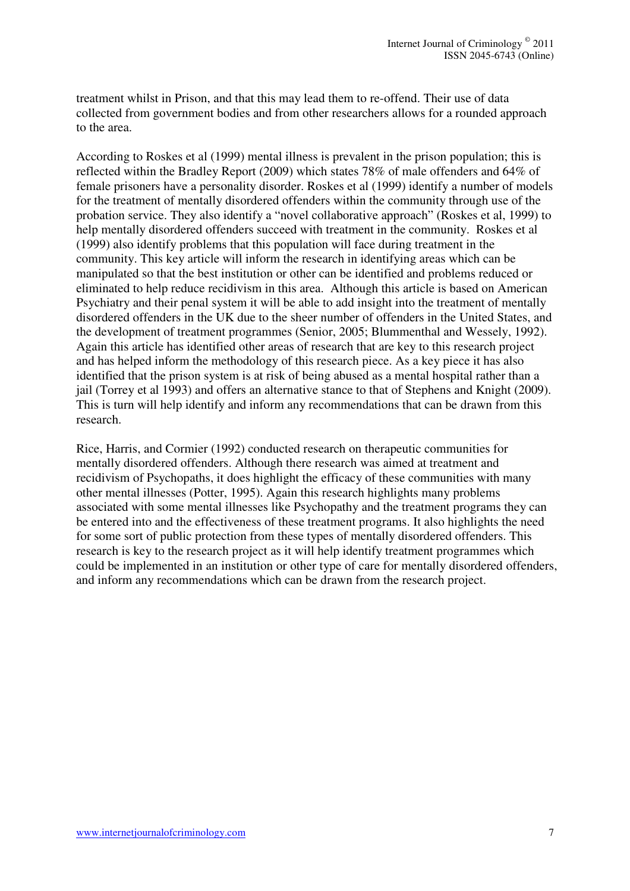treatment whilst in Prison, and that this may lead them to re-offend. Their use of data collected from government bodies and from other researchers allows for a rounded approach to the area.

According to Roskes et al (1999) mental illness is prevalent in the prison population; this is reflected within the Bradley Report (2009) which states 78% of male offenders and 64% of female prisoners have a personality disorder. Roskes et al (1999) identify a number of models for the treatment of mentally disordered offenders within the community through use of the probation service. They also identify a "novel collaborative approach" (Roskes et al, 1999) to help mentally disordered offenders succeed with treatment in the community. Roskes et al (1999) also identify problems that this population will face during treatment in the community. This key article will inform the research in identifying areas which can be manipulated so that the best institution or other can be identified and problems reduced or eliminated to help reduce recidivism in this area. Although this article is based on American Psychiatry and their penal system it will be able to add insight into the treatment of mentally disordered offenders in the UK due to the sheer number of offenders in the United States, and the development of treatment programmes (Senior, 2005; Blummenthal and Wessely, 1992). Again this article has identified other areas of research that are key to this research project and has helped inform the methodology of this research piece. As a key piece it has also identified that the prison system is at risk of being abused as a mental hospital rather than a jail (Torrey et al 1993) and offers an alternative stance to that of Stephens and Knight (2009). This is turn will help identify and inform any recommendations that can be drawn from this research.

Rice, Harris, and Cormier (1992) conducted research on therapeutic communities for mentally disordered offenders. Although there research was aimed at treatment and recidivism of Psychopaths, it does highlight the efficacy of these communities with many other mental illnesses (Potter, 1995). Again this research highlights many problems associated with some mental illnesses like Psychopathy and the treatment programs they can be entered into and the effectiveness of these treatment programs. It also highlights the need for some sort of public protection from these types of mentally disordered offenders. This research is key to the research project as it will help identify treatment programmes which could be implemented in an institution or other type of care for mentally disordered offenders, and inform any recommendations which can be drawn from the research project.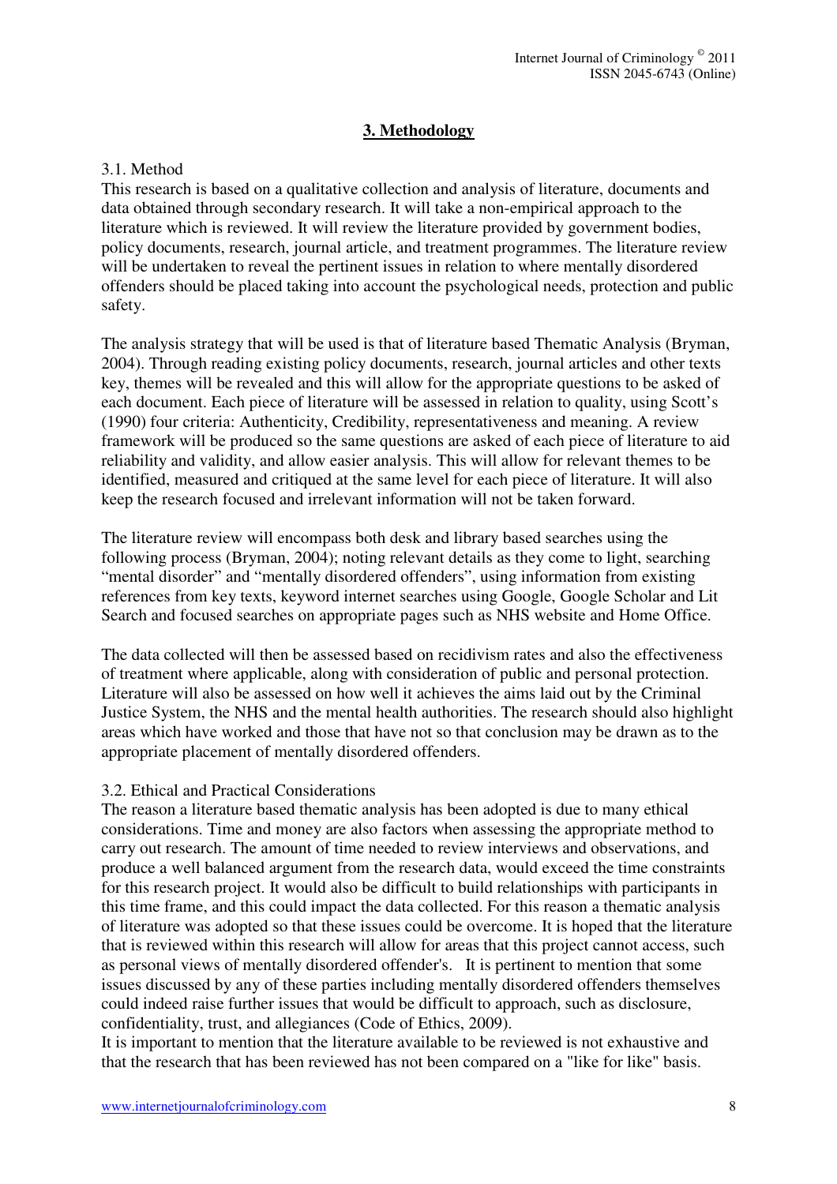## 3. Methodology

3.1. Method

This research is based on a qualitative collection and analysis of literature, documents and data obtained through secondary research. It will take a non-empirical approach to the literature which is reviewed. It will review the literature provided by government bodies, policy documents, research, journal article, and treatment programmes. The literature review will be undertaken to reveal the pertinent issues in relation to where mentally disordered offenders should be placed taking into account the psychological needs, protection and public safety.

The analysis strategy that will be used is that of literature based Thematic Analysis (Bryman, 2004). Through reading existing policy documents, research, journal articles and other texts key, themes will be revealed and this will allow for the appropriate questions to be asked of each document. Each piece of literature will be assessed in relation to quality, using Scott's (1990) four criteria: Authenticity, Credibility, representativeness and meaning. A review framework will be produced so the same questions are asked of each piece of literature to aid reliability and validity, and allow easier analysis. This will allow for relevant themes to be identified, measured and critiqued at the same level for each piece of literature. It will also keep the research focused and irrelevant information will not be taken forward.

The literature review will encompass both desk and library based searches using the following process (Bryman, 2004); noting relevant details as they come to light, searching "mental disorder" and "mentally disordered offenders", using information from existing references from key texts, keyword internet searches using Google, Google Scholar and Lit Search and focused searches on appropriate pages such as NHS website and Home Office.

The data collected will then be assessed based on recidivism rates and also the effectiveness of treatment where applicable, along with consideration of public and personal protection. Literature will also be assessed on how well it achieves the aims laid out by the Criminal Justice System, the NHS and the mental health authorities. The research should also highlight areas which have worked and those that have not so that conclusion may be drawn as to the appropriate placement of mentally disordered offenders.

3.2. Ethical and Practical Considerations

The reason a literature based thematic analysis has been adopted is due to many ethical considerations. Time and money are also factors when assessing the appropriate method to carry out research. The amount of time needed to review interviews and observations, and produce a well balanced argument from the research data, would exceed the time constraints for this research project. It would also be difficult to build relationships with participants in this time frame, and this could impact the data collected. For this reason a thematic analysis of literature was adopted so that these issues could be overcome. It is hoped that the literature that is reviewed within this research will allow for areas that this project cannot access, such as personal views of mentally disordered offender's. It is pertinent to mention that some issues discussed by any of these parties including mentally disordered offenders themselves could indeed raise further issues that would be difficult to approach, such as disclosure, confidentiality, trust, and allegiances (Code of Ethics, 2009).

It is important to mention that the literature available to be reviewed is not exhaustive and that the research that has been reviewed has not been compared on a "like for like" basis.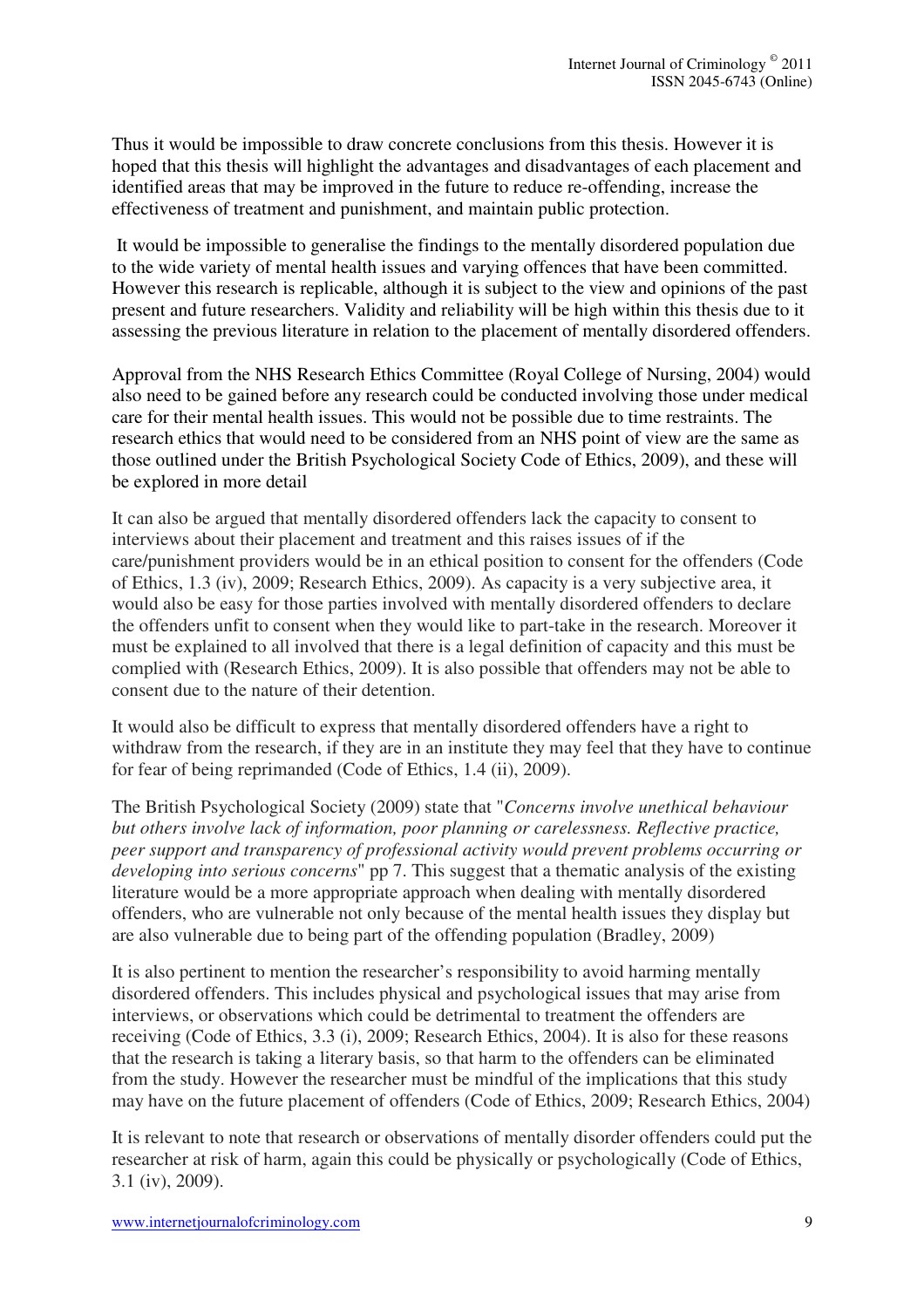Thus it would be impossible to draw concrete conclusions from this thesis. However it is hoped that this thesis will highlight the advantages and disadvantages of each placement and identified areas that may be improved in the future to reduce re-offending, increase the effectiveness of treatment and punishment, and maintain public protection.

It would be impossible to generalise the findings to the mentally disordered population due to the wide variety of mental health issues and varying offences that have been committed. However this research is replicable, although it is subject to the view and opinions of the past present and future researchers. Validity and reliability will be high within this thesis due to it assessing the previous literature in relation to the placement of mentally disordered offenders.

Approval from the NHS Research Ethics Committee (Royal College of Nursing, 2004) would also need to be gained before any research could be conducted involving those under medical care for their mental health issues. This would not be possible due to time restraints. The research ethics that would need to be considered from an NHS point of view are the same as those outlined under the British Psychological Society Code of Ethics, 2009), and these will be explored in more detail

It can also be argued that mentally disordered offenders lack the capacity to consent to interviews about their placement and treatment and this raises issues of if the care/punishment providers would be in an ethical position to consent for the offenders (Code of Ethics, 1.3 (iv), 2009; Research Ethics, 2009). As capacity is a very subjective area, it would also be easy for those parties involved with mentally disordered offenders to declare the offenders unfit to consent when they would like to part-take in the research. Moreover it must be explained to all involved that there is a legal definition of capacity and this must be complied with (Research Ethics, 2009). It is also possible that offenders may not be able to consent due to the nature of their detention.

It would also be difficult to express that mentally disordered offenders have a right to withdraw from the research, if they are in an institute they may feel that they have to continue for fear of being reprimanded (Code of Ethics, 1.4 (ii), 2009).

The British Psychological Society (2009) state that "*Concerns involve unethical behaviour but others involve lack of information, poor planning or carelessness. Reflective practice, peer support and transparency of professional activity would prevent problems occurring or developing into serious concerns*" pp 7. This suggest that a thematic analysis of the existing literature would be a more appropriate approach when dealing with mentally disordered offenders, who are vulnerable not only because of the mental health issues they display but are also vulnerable due to being part of the offending population (Bradley, 2009)

It is also pertinent to mention the researcher's responsibility to avoid harming mentally disordered offenders. This includes physical and psychological issues that may arise from interviews, or observations which could be detrimental to treatment the offenders are receiving (Code of Ethics, 3.3 (i), 2009; Research Ethics, 2004). It is also for these reasons that the research is taking a literary basis, so that harm to the offenders can be eliminated from the study. However the researcher must be mindful of the implications that this study may have on the future placement of offenders (Code of Ethics, 2009; Research Ethics, 2004)

It is relevant to note that research or observations of mentally disorder offenders could put the researcher at risk of harm, again this could be physically or psychologically (Code of Ethics, 3.1 (iv), 2009).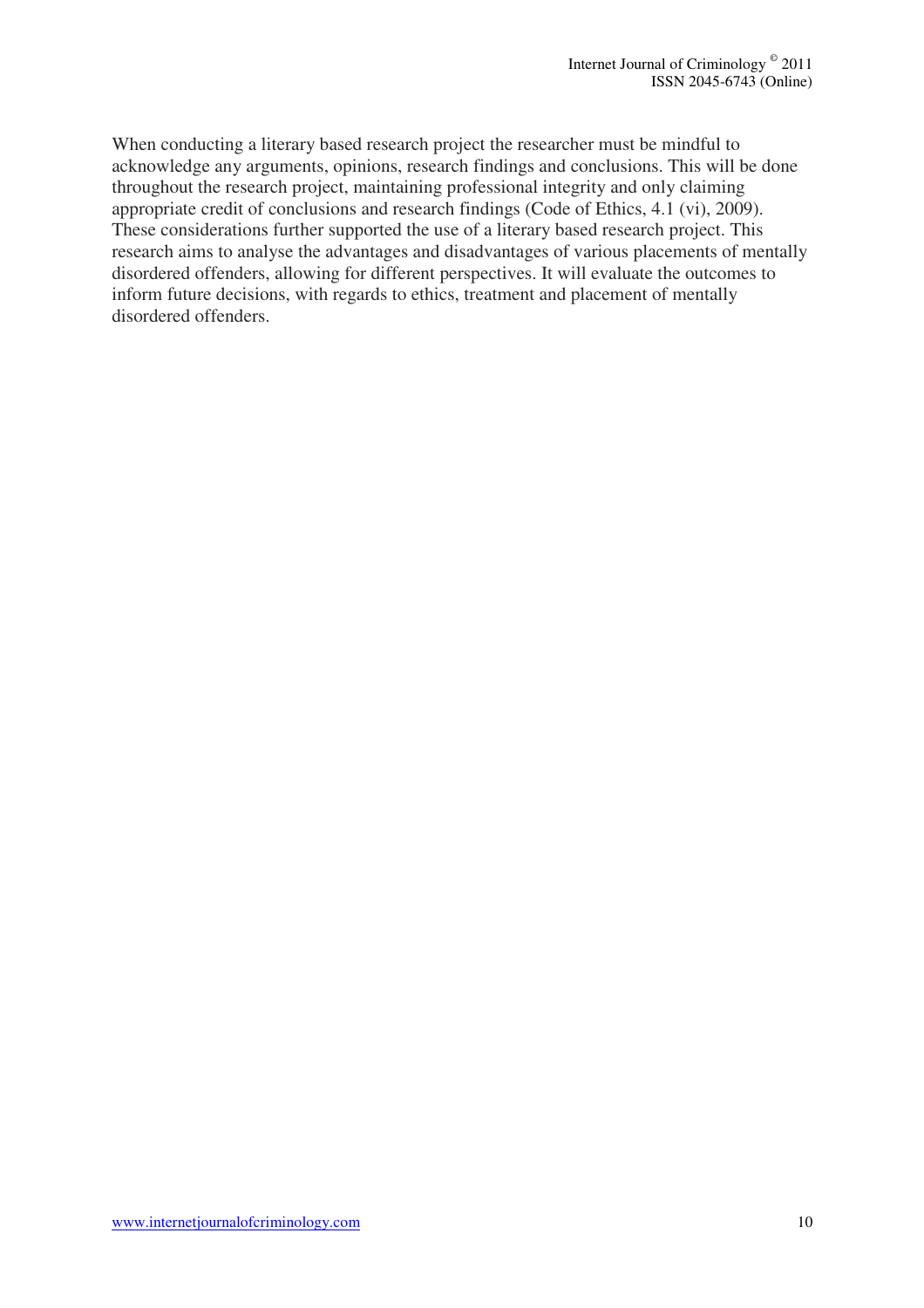When conducting a literary based research project the researcher must be mindful to acknowledge any arguments, opinions, research findings and conclusions. This will be done throughout the research project, maintaining professional integrity and only claiming appropriate credit of conclusions and research findings (Code of Ethics, 4.1 (vi), 2009). These considerations further supported the use of a literary based research project. This research aims to analyse the advantages and disadvantages of various placements of mentally disordered offenders, allowing for different perspectives. It will evaluate the outcomes to inform future decisions, with regards to ethics, treatment and placement of mentally disordered offenders.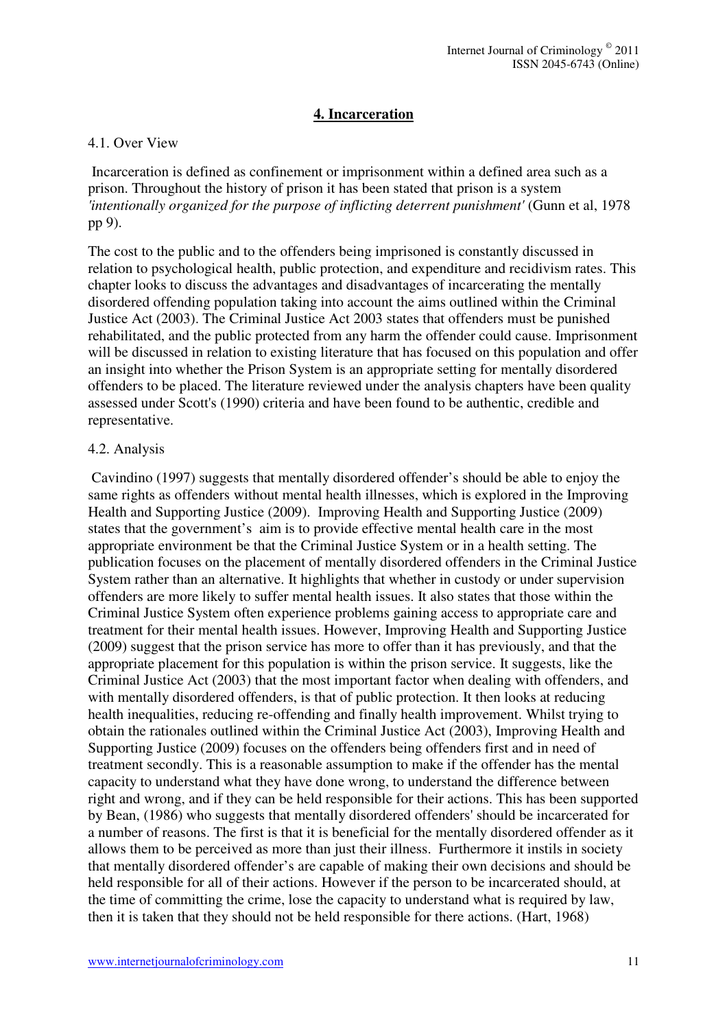## 4. Incarceration

4.1. Over View

Incarceration is defined as confinement or imprisonment within a defined area such as a prison. Throughout the history of prison it has been stated that prison is a system *'intentionally organized for the purpose of inflicting deterrent punishment'* (Gunn et al, 1978 pp 9).

The cost to the public and to the offenders being imprisoned is constantly discussed in relation to psychological health, public protection, and expenditure and recidivism rates. This chapter looks to discuss the advantages and disadvantages of incarcerating the mentally disordered offending population taking into account the aims outlined within the Criminal Justice Act (2003). The Criminal Justice Act 2003 states that offenders must be punished rehabilitated, and the public protected from any harm the offender could cause. Imprisonment will be discussed in relation to existing literature that has focused on this population and offer an insight into whether the Prison System is an appropriate setting for mentally disordered offenders to be placed. The literature reviewed under the analysis chapters have been quality assessed under Scott's (1990) criteria and have been found to be authentic, credible and representative.

4.2. Analysis

Cavindino (1997) suggests that mentally disordered offender's should be able to enjoy the same rights as offenders without mental health illnesses, which is explored in the Improving Health and Supporting Justice (2009). Improving Health and Supporting Justice (2009) states that the government's aim is to provide effective mental health care in the most appropriate environment be that the Criminal Justice System or in a health setting. The publication focuses on the placement of mentally disordered offenders in the Criminal Justice System rather than an alternative. It highlights that whether in custody or under supervision offenders are more likely to suffer mental health issues. It also states that those within the Criminal Justice System often experience problems gaining access to appropriate care and treatment for their mental health issues. However, Improving Health and Supporting Justice (2009) suggest that the prison service has more to offer than it has previously, and that the appropriate placement for this population is within the prison service. It suggests, like the Criminal Justice Act (2003) that the most important factor when dealing with offenders, and with mentally disordered offenders, is that of public protection. It then looks at reducing health inequalities, reducing re-offending and finally health improvement. Whilst trying to obtain the rationales outlined within the Criminal Justice Act (2003), Improving Health and Supporting Justice (2009) focuses on the offenders being offenders first and in need of treatment secondly. This is a reasonable assumption to make if the offender has the mental capacity to understand what they have done wrong, to understand the difference between right and wrong, and if they can be held responsible for their actions. This has been supported by Bean, (1986) who suggests that mentally disordered offenders' should be incarcerated for a number of reasons. The first is that it is beneficial for the mentally disordered offender as it allows them to be perceived as more than just their illness. Furthermore it instils in society that mentally disordered offender's are capable of making their own decisions and should be held responsible for all of their actions. However if the person to be incarcerated should, at the time of committing the crime, lose the capacity to understand what is required by law, then it is taken that they should not be held responsible for there actions. (Hart, 1968)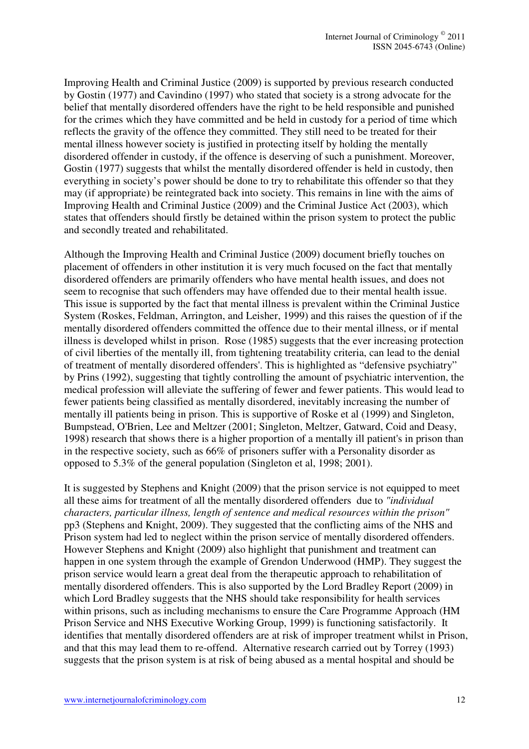Improving Health and Criminal Justice (2009) is supported by previous research conducted by Gostin (1977) and Cavindino (1997) who stated that society is a strong advocate for the belief that mentally disordered offenders have the right to be held responsible and punished for the crimes which they have committed and be held in custody for a period of time which reflects the gravity of the offence they committed. They still need to be treated for their mental illness however society is justified in protecting itself by holding the mentally disordered offender in custody, if the offence is deserving of such a punishment. Moreover, Gostin (1977) suggests that whilst the mentally disordered offender is held in custody, then everything in society's power should be done to try to rehabilitate this offender so that they may (if appropriate) be reintegrated back into society. This remains in line with the aims of Improving Health and Criminal Justice (2009) and the Criminal Justice Act (2003), which states that offenders should firstly be detained within the prison system to protect the public and secondly treated and rehabilitated.

Although the Improving Health and Criminal Justice (2009) document briefly touches on placement of offenders in other institution it is very much focused on the fact that mentally disordered offenders are primarily offenders who have mental health issues, and does not seem to recognise that such offenders may have offended due to their mental health issue. This issue is supported by the fact that mental illness is prevalent within the Criminal Justice System (Roskes, Feldman, Arrington, and Leisher, 1999) and this raises the question of if the mentally disordered offenders committed the offence due to their mental illness, or if mental illness is developed whilst in prison. Rose (1985) suggests that the ever increasing protection of civil liberties of the mentally ill, from tightening treatability criteria, can lead to the denial of treatment of mentally disordered offenders'. This is highlighted as "defensive psychiatry" by Prins (1992), suggesting that tightly controlling the amount of psychiatric intervention, the medical profession will alleviate the suffering of fewer and fewer patients. This would lead to fewer patients being classified as mentally disordered, inevitably increasing the number of mentally ill patients being in prison. This is supportive of Roske et al (1999) and Singleton, Bumpstead, O'Brien, Lee and Meltzer (2001; Singleton, Meltzer, Gatward, Coid and Deasy, 1998) research that shows there is a higher proportion of a mentally ill patient's in prison than in the respective society, such as 66% of prisoners suffer with a Personality disorder as opposed to 5.3% of the general population (Singleton et al, 1998; 2001).

It is suggested by Stephens and Knight (2009) that the prison service is not equipped to meet all these aims for treatment of all the mentally disordered offenders due to *"individual characters, particular illness, length of sentence and medical resources within the prison"* pp3 (Stephens and Knight, 2009). They suggested that the conflicting aims of the NHS and Prison system had led to neglect within the prison service of mentally disordered offenders. However Stephens and Knight (2009) also highlight that punishment and treatment can happen in one system through the example of Grendon Underwood (HMP). They suggest the prison service would learn a great deal from the therapeutic approach to rehabilitation of mentally disordered offenders. This is also supported by the Lord Bradley Report (2009) in which Lord Bradley suggests that the NHS should take responsibility for health services within prisons, such as including mechanisms to ensure the Care Programme Approach (HM Prison Service and NHS Executive Working Group, 1999) is functioning satisfactorily. It identifies that mentally disordered offenders are at risk of improper treatment whilst in Prison, and that this may lead them to re-offend. Alternative research carried out by Torrey (1993) suggests that the prison system is at risk of being abused as a mental hospital and should be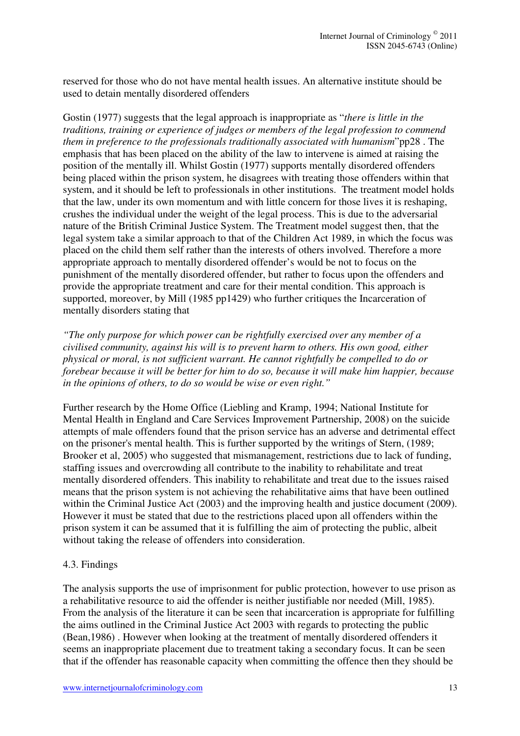reserved for those who do not have mental health issues. An alternative institute should be used to detain mentally disordered offenders

Gostin (1977) suggests that the legal approach is inappropriate as "*there is little in the traditions, training or experience of judges or members of the legal profession to commend them in preference to the professionals traditionally associated with humanism*"pp28 . The emphasis that has been placed on the ability of the law to intervene is aimed at raising the position of the mentally ill. Whilst Gostin (1977) supports mentally disordered offenders being placed within the prison system, he disagrees with treating those offenders within that system, and it should be left to professionals in other institutions. The treatment model holds that the law, under its own momentum and with little concern for those lives it is reshaping, crushes the individual under the weight of the legal process. This is due to the adversarial nature of the British Criminal Justice System. The Treatment model suggest then, that the legal system take a similar approach to that of the Children Act 1989, in which the focus was placed on the child them self rather than the interests of others involved. Therefore a more appropriate approach to mentally disordered offender's would be not to focus on the punishment of the mentally disordered offender, but rather to focus upon the offenders and provide the appropriate treatment and care for their mental condition. This approach is supported, moreover, by Mill (1985 pp1429) who further critiques the Incarceration of mentally disorders stating that

*"The only purpose for which power can be rightfully exercised over any member of a civilised community, against his will is to prevent harm to others. His own good, either physical or moral, is not sufficient warrant. He cannot rightfully be compelled to do or forebear because it will be better for him to do so, because it will make him happier, because in the opinions of others, to do so would be wise or even right."*

Further research by the Home Office (Liebling and Kramp, 1994; National Institute for Mental Health in England and Care Services Improvement Partnership, 2008) on the suicide attempts of male offenders found that the prison service has an adverse and detrimental effect on the prisoner's mental health. This is further supported by the writings of Stern, (1989; Brooker et al, 2005) who suggested that mismanagement, restrictions due to lack of funding, staffing issues and overcrowding all contribute to the inability to rehabilitate and treat mentally disordered offenders. This inability to rehabilitate and treat due to the issues raised means that the prison system is not achieving the rehabilitative aims that have been outlined within the Criminal Justice Act (2003) and the improving health and justice document (2009). However it must be stated that due to the restrictions placed upon all offenders within the prison system it can be assumed that it is fulfilling the aim of protecting the public, albeit without taking the release of offenders into consideration.

4.3. Findings

The analysis supports the use of imprisonment for public protection, however to use prison as a rehabilitative resource to aid the offender is neither justifiable nor needed (Mill, 1985). From the analysis of the literature it can be seen that incarceration is appropriate for fulfilling the aims outlined in the Criminal Justice Act 2003 with regards to protecting the public (Bean,1986) . However when looking at the treatment of mentally disordered offenders it seems an inappropriate placement due to treatment taking a secondary focus. It can be seen that if the offender has reasonable capacity when committing the offence then they should be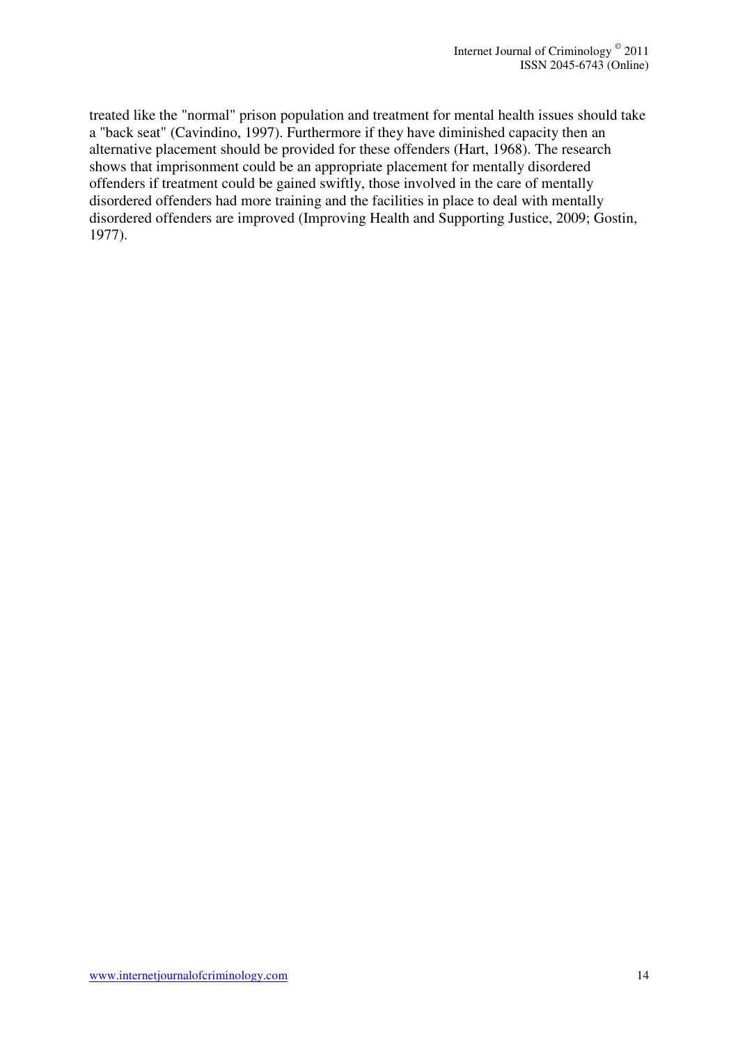treated like the "normal" prison population and treatment for mental health issues should take a "back seat" (Cavindino, 1997). Furthermore if they have diminished capacity then an alternative placement should be provided for these offenders (Hart, 1968). The research shows that imprisonment could be an appropriate placement for mentally disordered offenders if treatment could be gained swiftly, those involved in the care of mentally disordered offenders had more training and the facilities in place to deal with mentally disordered offenders are improved (Improving Health and Supporting Justice, 2009; Gostin, 1977).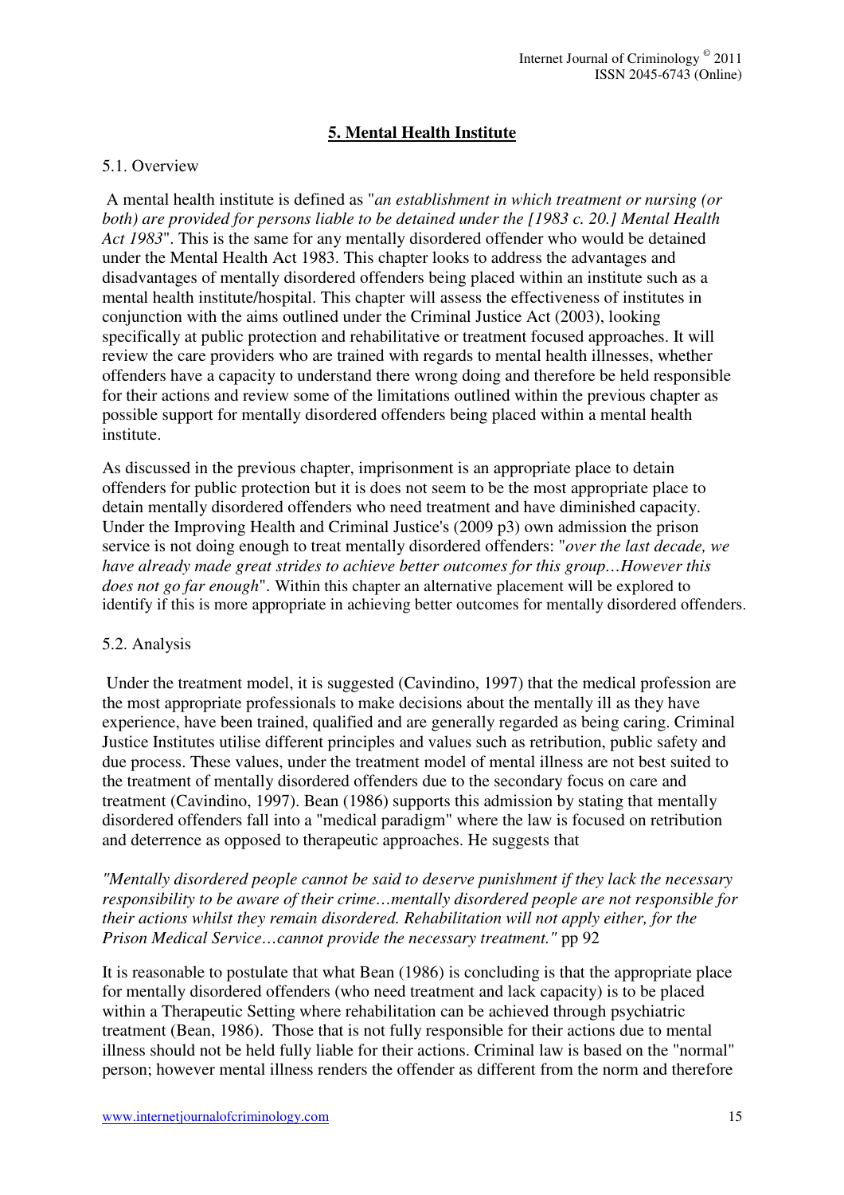## 5. Mental Health Institute

5.1. Overview

A mental health institute is defined as "*an establishment in which treatment or nursing (or both) are provided for persons liable to be detained under the [1983 c. 20.] Mental Health Act 1983*". This is the same for any mentally disordered offender who would be detained under the Mental Health Act 1983. This chapter looks to address the advantages and disadvantages of mentally disordered offenders being placed within an institute such as a mental health institute/hospital. This chapter will assess the effectiveness of institutes in conjunction with the aims outlined under the Criminal Justice Act (2003), looking specifically at public protection and rehabilitative or treatment focused approaches. It will review the care providers who are trained with regards to mental health illnesses, whether offenders have a capacity to understand there wrong doing and therefore be held responsible for their actions and review some of the limitations outlined within the previous chapter as possible support for mentally disordered offenders being placed within a mental health institute.

As discussed in the previous chapter, imprisonment is an appropriate place to detain offenders for public protection but it is does not seem to be the most appropriate place to detain mentally disordered offenders who need treatment and have diminished capacity. Under the Improving Health and Criminal Justice's (2009 p3) own admission the prison service is not doing enough to treat mentally disordered offenders: "*over the last decade, we have already made great strides to achieve better outcomes for this group…However this does not go far enough*". Within this chapter an alternative placement will be explored to identify if this is more appropriate in achieving better outcomes for mentally disordered offenders.

5.2. Analysis

Under the treatment model, it is suggested (Cavindino, 1997) that the medical profession are the most appropriate professionals to make decisions about the mentally ill as they have experience, have been trained, qualified and are generally regarded as being caring. Criminal Justice Institutes utilise different principles and values such as retribution, public safety and due process. These values, under the treatment model of mental illness are not best suited to the treatment of mentally disordered offenders due to the secondary focus on care and treatment (Cavindino, 1997). Bean (1986) supports this admission by stating that mentally disordered offenders fall into a "medical paradigm" where the law is focused on retribution and deterrence as opposed to therapeutic approaches. He suggests that

*"Mentally disordered people cannot be said to deserve punishment if they lack the necessary responsibility to be aware of their crime…mentally disordered people are not responsible for their actions whilst they remain disordered. Rehabilitation will not apply either, for the Prison Medical Service…cannot provide the necessary treatment."* pp 92

It is reasonable to postulate that what Bean (1986) is concluding is that the appropriate place for mentally disordered offenders (who need treatment and lack capacity) is to be placed within a Therapeutic Setting where rehabilitation can be achieved through psychiatric treatment (Bean, 1986). Those that is not fully responsible for their actions due to mental illness should not be held fully liable for their actions. Criminal law is based on the "normal" person; however mental illness renders the offender as different from the norm and therefore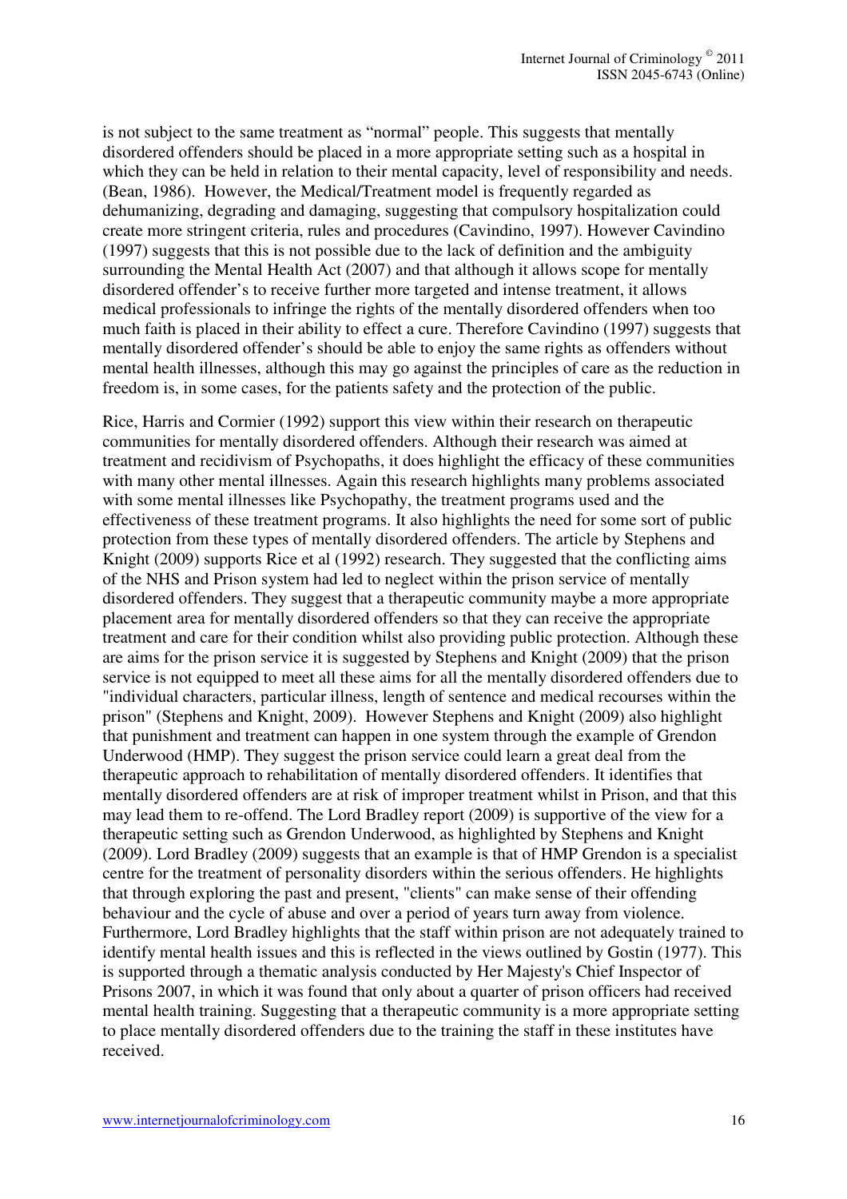is not subject to the same treatment as "normal" people. This suggests that mentally disordered offenders should be placed in a more appropriate setting such as a hospital in which they can be held in relation to their mental capacity, level of responsibility and needs. (Bean, 1986). However, the Medical/Treatment model is frequently regarded as dehumanizing, degrading and damaging, suggesting that compulsory hospitalization could create more stringent criteria, rules and procedures (Cavindino, 1997). However Cavindino (1997) suggests that this is not possible due to the lack of definition and the ambiguity surrounding the Mental Health Act (2007) and that although it allows scope for mentally disordered offender's to receive further more targeted and intense treatment, it allows medical professionals to infringe the rights of the mentally disordered offenders when too much faith is placed in their ability to effect a cure. Therefore Cavindino (1997) suggests that mentally disordered offender's should be able to enjoy the same rights as offenders without mental health illnesses, although this may go against the principles of care as the reduction in freedom is, in some cases, for the patients safety and the protection of the public.

Rice, Harris and Cormier (1992) support this view within their research on therapeutic communities for mentally disordered offenders. Although their research was aimed at treatment and recidivism of Psychopaths, it does highlight the efficacy of these communities with many other mental illnesses. Again this research highlights many problems associated with some mental illnesses like Psychopathy, the treatment programs used and the effectiveness of these treatment programs. It also highlights the need for some sort of public protection from these types of mentally disordered offenders. The article by Stephens and Knight (2009) supports Rice et al (1992) research. They suggested that the conflicting aims of the NHS and Prison system had led to neglect within the prison service of mentally disordered offenders. They suggest that a therapeutic community maybe a more appropriate placement area for mentally disordered offenders so that they can receive the appropriate treatment and care for their condition whilst also providing public protection. Although these are aims for the prison service it is suggested by Stephens and Knight (2009) that the prison service is not equipped to meet all these aims for all the mentally disordered offenders due to "individual characters, particular illness, length of sentence and medical recourses within the prison" (Stephens and Knight, 2009). However Stephens and Knight (2009) also highlight that punishment and treatment can happen in one system through the example of Grendon Underwood (HMP). They suggest the prison service could learn a great deal from the therapeutic approach to rehabilitation of mentally disordered offenders. It identifies that mentally disordered offenders are at risk of improper treatment whilst in Prison, and that this may lead them to re-offend. The Lord Bradley report (2009) is supportive of the view for a therapeutic setting such as Grendon Underwood, as highlighted by Stephens and Knight (2009). Lord Bradley (2009) suggests that an example is that of HMP Grendon is a specialist centre for the treatment of personality disorders within the serious offenders. He highlights that through exploring the past and present, "clients" can make sense of their offending behaviour and the cycle of abuse and over a period of years turn away from violence. Furthermore, Lord Bradley highlights that the staff within prison are not adequately trained to identify mental health issues and this is reflected in the views outlined by Gostin (1977). This is supported through a thematic analysis conducted by Her Majesty's Chief Inspector of Prisons 2007, in which it was found that only about a quarter of prison officers had received mental health training. Suggesting that a therapeutic community is a more appropriate setting to place mentally disordered offenders due to the training the staff in these institutes have received.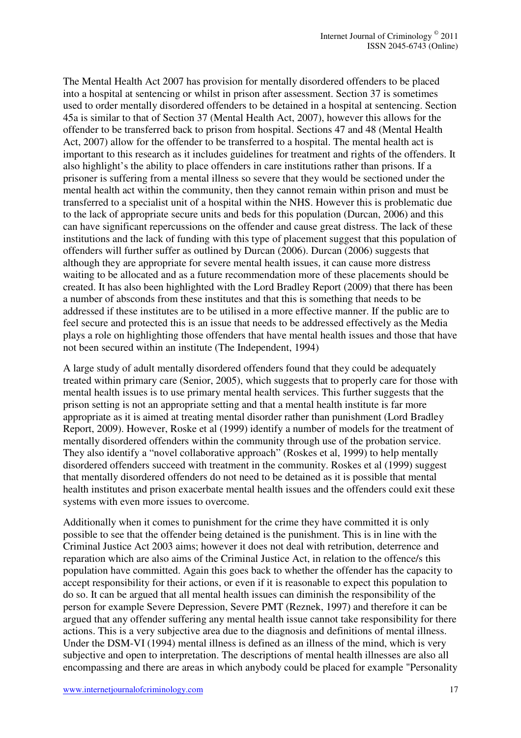The Mental Health Act 2007 has provision for mentally disordered offenders to be placed into a hospital at sentencing or whilst in prison after assessment. Section 37 is sometimes used to order mentally disordered offenders to be detained in a hospital at sentencing. Section 45a is similar to that of Section 37 (Mental Health Act, 2007), however this allows for the offender to be transferred back to prison from hospital. Sections 47 and 48 (Mental Health Act, 2007) allow for the offender to be transferred to a hospital. The mental health act is important to this research as it includes guidelines for treatment and rights of the offenders. It also highlight's the ability to place offenders in care institutions rather than prisons. If a prisoner is suffering from a mental illness so severe that they would be sectioned under the mental health act within the community, then they cannot remain within prison and must be transferred to a specialist unit of a hospital within the NHS. However this is problematic due to the lack of appropriate secure units and beds for this population (Durcan, 2006) and this can have significant repercussions on the offender and cause great distress. The lack of these institutions and the lack of funding with this type of placement suggest that this population of offenders will further suffer as outlined by Durcan (2006). Durcan (2006) suggests that although they are appropriate for severe mental health issues, it can cause more distress waiting to be allocated and as a future recommendation more of these placements should be created. It has also been highlighted with the Lord Bradley Report (2009) that there has been a number of absconds from these institutes and that this is something that needs to be addressed if these institutes are to be utilised in a more effective manner. If the public are to feel secure and protected this is an issue that needs to be addressed effectively as the Media plays a role on highlighting those offenders that have mental health issues and those that have not been secured within an institute (The Independent, 1994)

A large study of adult mentally disordered offenders found that they could be adequately treated within primary care (Senior, 2005), which suggests that to properly care for those with mental health issues is to use primary mental health services. This further suggests that the prison setting is not an appropriate setting and that a mental health institute is far more appropriate as it is aimed at treating mental disorder rather than punishment (Lord Bradley Report, 2009). However, Roske et al (1999) identify a number of models for the treatment of mentally disordered offenders within the community through use of the probation service. They also identify a "novel collaborative approach" (Roskes et al, 1999) to help mentally disordered offenders succeed with treatment in the community. Roskes et al (1999) suggest that mentally disordered offenders do not need to be detained as it is possible that mental health institutes and prison exacerbate mental health issues and the offenders could exit these systems with even more issues to overcome.

Additionally when it comes to punishment for the crime they have committed it is only possible to see that the offender being detained is the punishment. This is in line with the Criminal Justice Act 2003 aims; however it does not deal with retribution, deterrence and reparation which are also aims of the Criminal Justice Act, in relation to the offence/s this population have committed. Again this goes back to whether the offender has the capacity to accept responsibility for their actions, or even if it is reasonable to expect this population to do so. It can be argued that all mental health issues can diminish the responsibility of the person for example Severe Depression, Severe PMT (Reznek, 1997) and therefore it can be argued that any offender suffering any mental health issue cannot take responsibility for there actions. This is a very subjective area due to the diagnosis and definitions of mental illness. Under the DSM-VI (1994) mental illness is defined as an illness of the mind, which is very subjective and open to interpretation. The descriptions of mental health illnesses are also all encompassing and there are areas in which anybody could be placed for example "Personality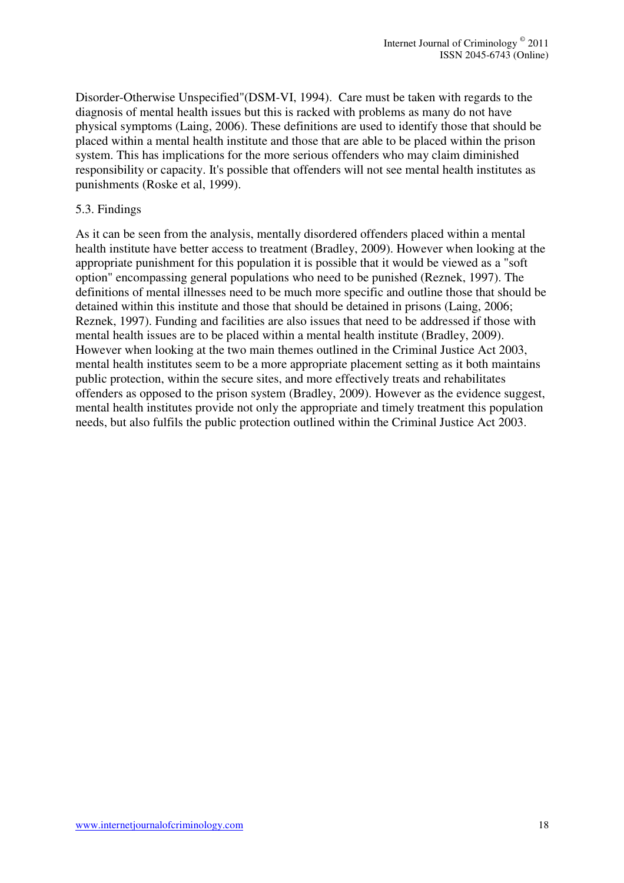Disorder-Otherwise Unspecified"(DSM-VI, 1994). Care must be taken with regards to the diagnosis of mental health issues but this is racked with problems as many do not have physical symptoms (Laing, 2006). These definitions are used to identify those that should be placed within a mental health institute and those that are able to be placed within the prison system. This has implications for the more serious offenders who may claim diminished responsibility or capacity. It's possible that offenders will not see mental health institutes as punishments (Roske et al, 1999).

### 5.3. Findings

As it can be seen from the analysis, mentally disordered offenders placed within a mental health institute have better access to treatment (Bradley, 2009). However when looking at the appropriate punishment for this population it is possible that it would be viewed as a "soft option" encompassing general populations who need to be punished (Reznek, 1997). The definitions of mental illnesses need to be much more specific and outline those that should be detained within this institute and those that should be detained in prisons (Laing, 2006; Reznek, 1997). Funding and facilities are also issues that need to be addressed if those with mental health issues are to be placed within a mental health institute (Bradley, 2009). However when looking at the two main themes outlined in the Criminal Justice Act 2003, mental health institutes seem to be a more appropriate placement setting as it both maintains public protection, within the secure sites, and more effectively treats and rehabilitates offenders as opposed to the prison system (Bradley, 2009). However as the evidence suggest, mental health institutes provide not only the appropriate and timely treatment this population needs, but also fulfils the public protection outlined within the Criminal Justice Act 2003.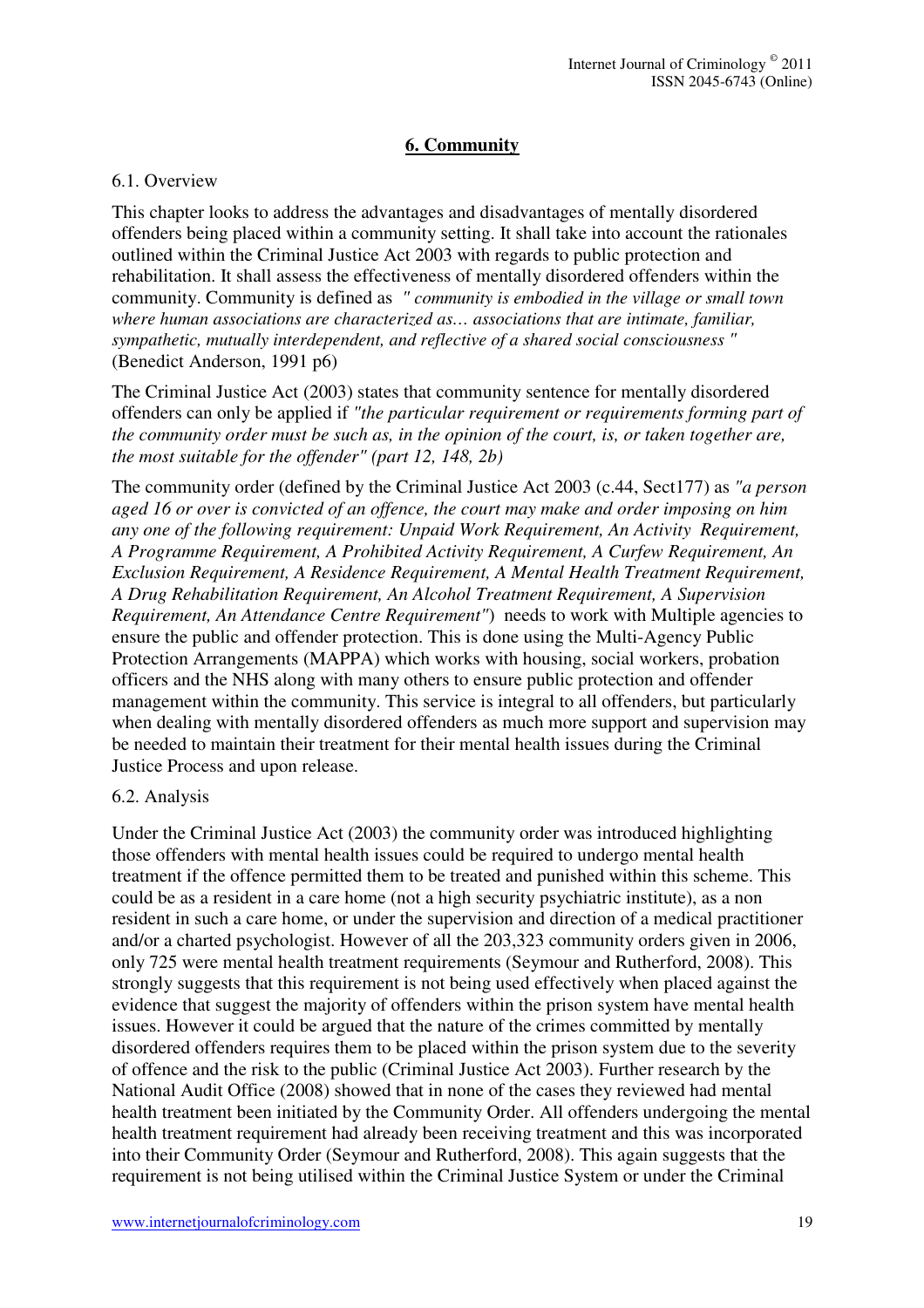## 6. Community

6.1. Overview

This chapter looks to address the advantages and disadvantages of mentally disordered offenders being placed within a community setting. It shall take into account the rationales outlined within the Criminal Justice Act 2003 with regards to public protection and rehabilitation. It shall assess the effectiveness of mentally disordered offenders within the community. Community is defined as *" community is embodied in the village or small town where human associations are characterized as… associations that are intimate, familiar, sympathetic, mutually interdependent, and reflective of a shared social consciousness "* (Benedict Anderson, 1991 p6)

The Criminal Justice Act (2003) states that community sentence for mentally disordered offenders can only be applied if *"the particular requirement or requirements forming part of the community order must be such as, in the opinion of the court, is, or taken together are, the most suitable for the offender" (part 12, 148, 2b)*

The community order (defined by the Criminal Justice Act 2003 (c.44, Sect177) as *"a person aged 16 or over is convicted of an offence, the court may make and order imposing on him any one of the following requirement: Unpaid Work Requirement, An Activity Requirement, A Programme Requirement, A Prohibited Activity Requirement, A Curfew Requirement, An Exclusion Requirement, A Residence Requirement, A Mental Health Treatment Requirement, A Drug Rehabilitation Requirement, An Alcohol Treatment Requirement, A Supervision Requirement, An Attendance Centre Requirement"*) needs to work with Multiple agencies to ensure the public and offender protection. This is done using the Multi-Agency Public Protection Arrangements (MAPPA) which works with housing, social workers, probation officers and the NHS along with many others to ensure public protection and offender management within the community. This service is integral to all offenders, but particularly when dealing with mentally disordered offenders as much more support and supervision may be needed to maintain their treatment for their mental health issues during the Criminal Justice Process and upon release.

6.2. Analysis

Under the Criminal Justice Act (2003) the community order was introduced highlighting those offenders with mental health issues could be required to undergo mental health treatment if the offence permitted them to be treated and punished within this scheme. This could be as a resident in a care home (not a high security psychiatric institute), as a non resident in such a care home, or under the supervision and direction of a medical practitioner and/or a charted psychologist. However of all the 203,323 community orders given in 2006, only 725 were mental health treatment requirements (Seymour and Rutherford, 2008). This strongly suggests that this requirement is not being used effectively when placed against the evidence that suggest the majority of offenders within the prison system have mental health issues. However it could be argued that the nature of the crimes committed by mentally disordered offenders requires them to be placed within the prison system due to the severity of offence and the risk to the public (Criminal Justice Act 2003). Further research by the National Audit Office (2008) showed that in none of the cases they reviewed had mental health treatment been initiated by the Community Order. All offenders undergoing the mental health treatment requirement had already been receiving treatment and this was incorporated into their Community Order (Seymour and Rutherford, 2008). This again suggests that the requirement is not being utilised within the Criminal Justice System or under the Criminal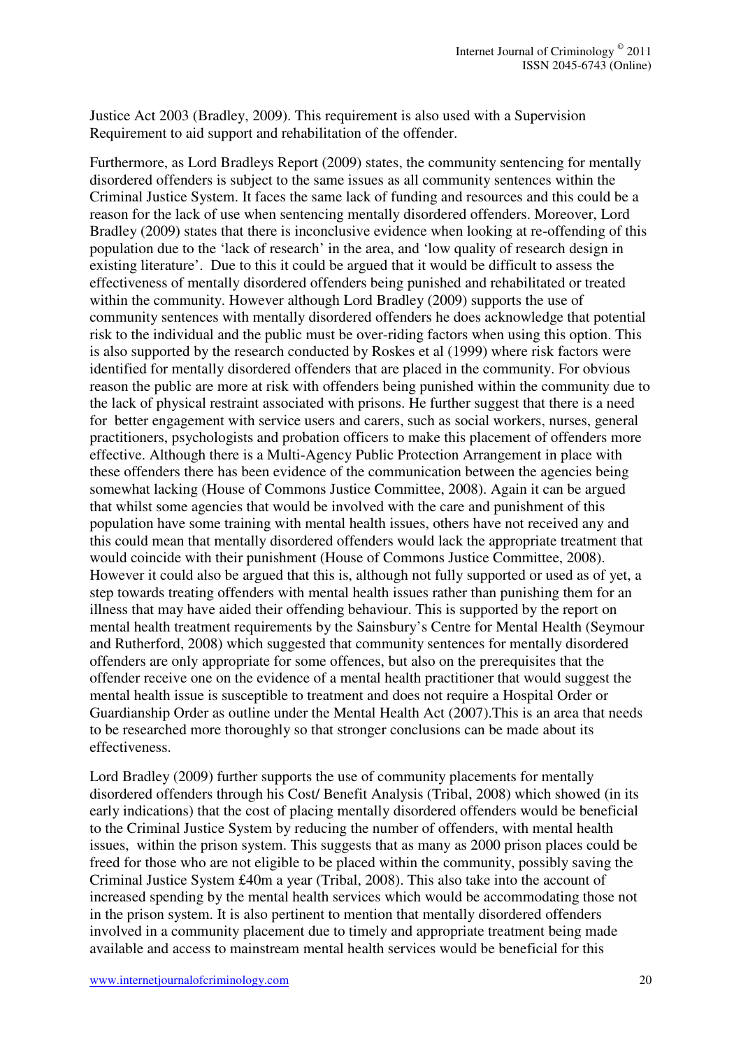Justice Act 2003 (Bradley, 2009). This requirement is also used with a Supervision Requirement to aid support and rehabilitation of the offender.

Furthermore, as Lord Bradleys Report (2009) states, the community sentencing for mentally disordered offenders is subject to the same issues as all community sentences within the Criminal Justice System. It faces the same lack of funding and resources and this could be a reason for the lack of use when sentencing mentally disordered offenders. Moreover, Lord Bradley (2009) states that there is inconclusive evidence when looking at re-offending of this population due to the 'lack of research' in the area, and 'low quality of research design in existing literature'. Due to this it could be argued that it would be difficult to assess the effectiveness of mentally disordered offenders being punished and rehabilitated or treated within the community. However although Lord Bradley (2009) supports the use of community sentences with mentally disordered offenders he does acknowledge that potential risk to the individual and the public must be over-riding factors when using this option. This is also supported by the research conducted by Roskes et al (1999) where risk factors were identified for mentally disordered offenders that are placed in the community. For obvious reason the public are more at risk with offenders being punished within the community due to the lack of physical restraint associated with prisons. He further suggest that there is a need for better engagement with service users and carers, such as social workers, nurses, general practitioners, psychologists and probation officers to make this placement of offenders more effective. Although there is a Multi-Agency Public Protection Arrangement in place with these offenders there has been evidence of the communication between the agencies being somewhat lacking (House of Commons Justice Committee, 2008). Again it can be argued that whilst some agencies that would be involved with the care and punishment of this population have some training with mental health issues, others have not received any and this could mean that mentally disordered offenders would lack the appropriate treatment that would coincide with their punishment (House of Commons Justice Committee, 2008). However it could also be argued that this is, although not fully supported or used as of yet, a step towards treating offenders with mental health issues rather than punishing them for an illness that may have aided their offending behaviour. This is supported by the report on mental health treatment requirements by the Sainsbury's Centre for Mental Health (Seymour and Rutherford, 2008) which suggested that community sentences for mentally disordered offenders are only appropriate for some offences, but also on the prerequisites that the offender receive one on the evidence of a mental health practitioner that would suggest the mental health issue is susceptible to treatment and does not require a Hospital Order or Guardianship Order as outline under the Mental Health Act (2007).This is an area that needs to be researched more thoroughly so that stronger conclusions can be made about its effectiveness.

Lord Bradley (2009) further supports the use of community placements for mentally disordered offenders through his Cost/ Benefit Analysis (Tribal, 2008) which showed (in its early indications) that the cost of placing mentally disordered offenders would be beneficial to the Criminal Justice System by reducing the number of offenders, with mental health issues, within the prison system. This suggests that as many as 2000 prison places could be freed for those who are not eligible to be placed within the community, possibly saving the Criminal Justice System £40m a year (Tribal, 2008). This also take into the account of increased spending by the mental health services which would be accommodating those not in the prison system. It is also pertinent to mention that mentally disordered offenders involved in a community placement due to timely and appropriate treatment being made available and access to mainstream mental health services would be beneficial for this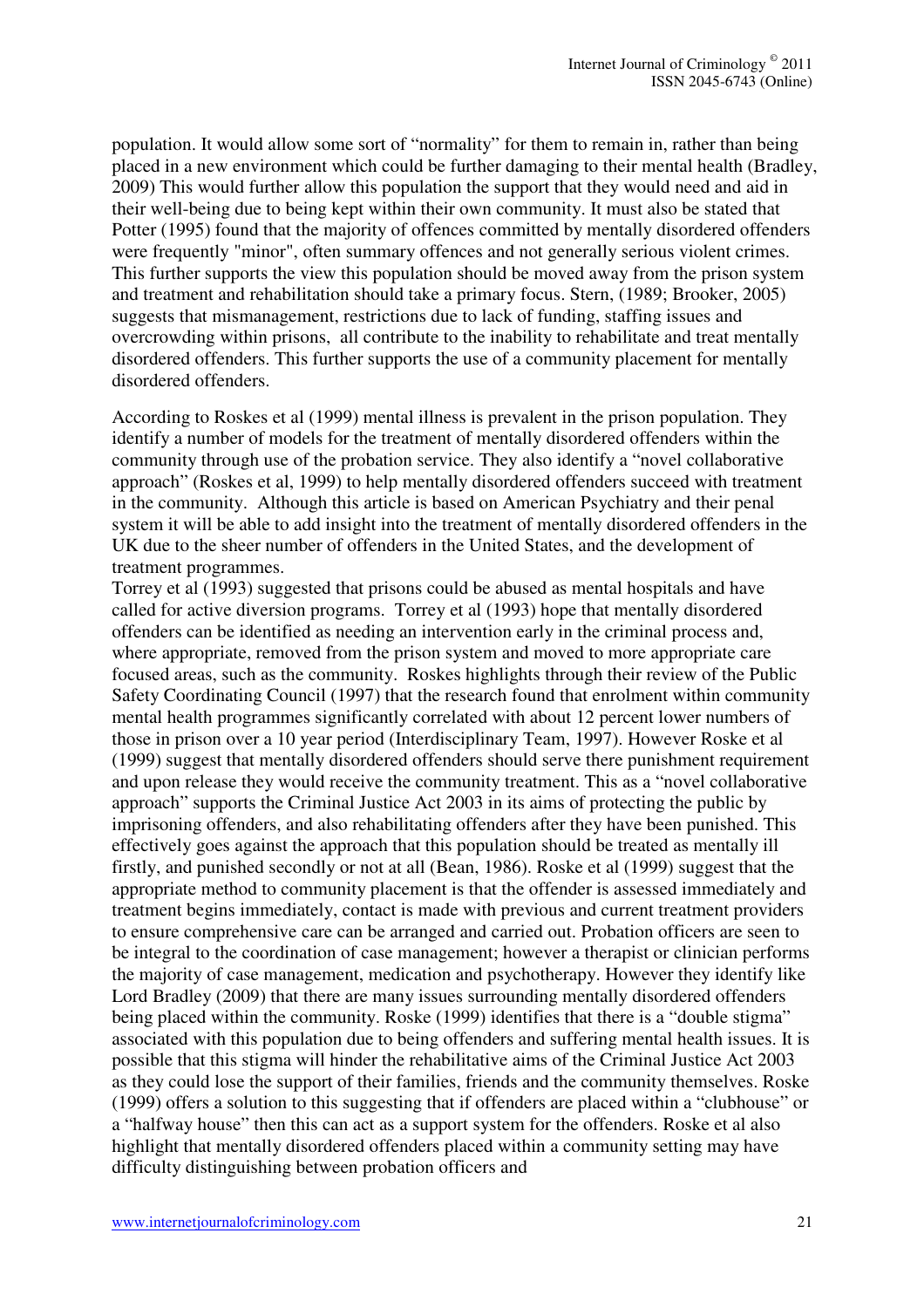population. It would allow some sort of "normality" for them to remain in, rather than being placed in a new environment which could be further damaging to their mental health (Bradley, 2009) This would further allow this population the support that they would need and aid in their well-being due to being kept within their own community. It must also be stated that Potter (1995) found that the majority of offences committed by mentally disordered offenders were frequently "minor", often summary offences and not generally serious violent crimes. This further supports the view this population should be moved away from the prison system and treatment and rehabilitation should take a primary focus. Stern, (1989; Brooker, 2005) suggests that mismanagement, restrictions due to lack of funding, staffing issues and overcrowding within prisons, all contribute to the inability to rehabilitate and treat mentally disordered offenders. This further supports the use of a community placement for mentally disordered offenders.

According to Roskes et al (1999) mental illness is prevalent in the prison population. They identify a number of models for the treatment of mentally disordered offenders within the community through use of the probation service. They also identify a "novel collaborative approach" (Roskes et al, 1999) to help mentally disordered offenders succeed with treatment in the community. Although this article is based on American Psychiatry and their penal system it will be able to add insight into the treatment of mentally disordered offenders in the UK due to the sheer number of offenders in the United States, and the development of treatment programmes.

Torrey et al (1993) suggested that prisons could be abused as mental hospitals and have called for active diversion programs. Torrey et al (1993) hope that mentally disordered offenders can be identified as needing an intervention early in the criminal process and, where appropriate, removed from the prison system and moved to more appropriate care focused areas, such as the community. Roskes highlights through their review of the Public Safety Coordinating Council (1997) that the research found that enrolment within community mental health programmes significantly correlated with about 12 percent lower numbers of those in prison over a 10 year period (Interdisciplinary Team, 1997). However Roske et al (1999) suggest that mentally disordered offenders should serve there punishment requirement and upon release they would receive the community treatment. This as a "novel collaborative approach" supports the Criminal Justice Act 2003 in its aims of protecting the public by imprisoning offenders, and also rehabilitating offenders after they have been punished. This effectively goes against the approach that this population should be treated as mentally ill firstly, and punished secondly or not at all (Bean, 1986). Roske et al (1999) suggest that the appropriate method to community placement is that the offender is assessed immediately and treatment begins immediately, contact is made with previous and current treatment providers to ensure comprehensive care can be arranged and carried out. Probation officers are seen to be integral to the coordination of case management; however a therapist or clinician performs the majority of case management, medication and psychotherapy. However they identify like Lord Bradley (2009) that there are many issues surrounding mentally disordered offenders being placed within the community. Roske (1999) identifies that there is a "double stigma" associated with this population due to being offenders and suffering mental health issues. It is possible that this stigma will hinder the rehabilitative aims of the Criminal Justice Act 2003 as they could lose the support of their families, friends and the community themselves. Roske (1999) offers a solution to this suggesting that if offenders are placed within a "clubhouse" or a "halfway house" then this can act as a support system for the offenders. Roske et al also highlight that mentally disordered offenders placed within a community setting may have difficulty distinguishing between probation officers and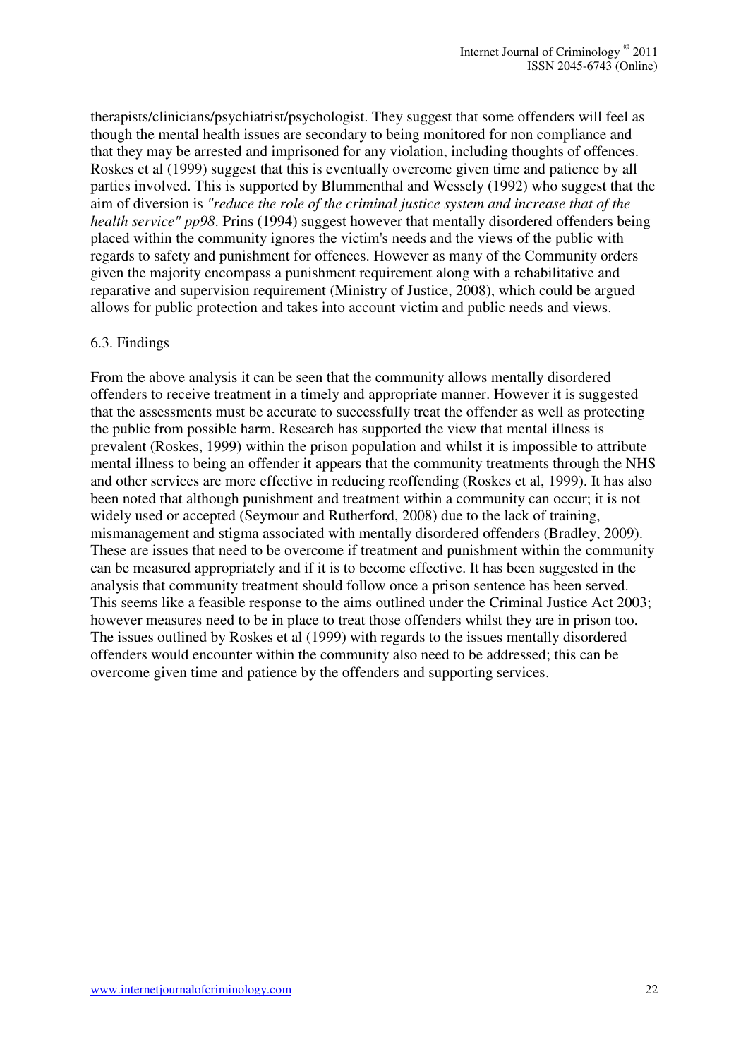therapists/clinicians/psychiatrist/psychologist. They suggest that some offenders will feel as though the mental health issues are secondary to being monitored for non compliance and that they may be arrested and imprisoned for any violation, including thoughts of offences. Roskes et al (1999) suggest that this is eventually overcome given time and patience by all parties involved. This is supported by Blummenthal and Wessely (1992) who suggest that the aim of diversion is *"reduce the role of the criminal justice system and increase that of the health service" pp98*. Prins (1994) suggest however that mentally disordered offenders being placed within the community ignores the victim's needs and the views of the public with regards to safety and punishment for offences. However as many of the Community orders given the majority encompass a punishment requirement along with a rehabilitative and reparative and supervision requirement (Ministry of Justice, 2008), which could be argued allows for public protection and takes into account victim and public needs and views.

### 6.3. Findings

From the above analysis it can be seen that the community allows mentally disordered offenders to receive treatment in a timely and appropriate manner. However it is suggested that the assessments must be accurate to successfully treat the offender as well as protecting the public from possible harm. Research has supported the view that mental illness is prevalent (Roskes, 1999) within the prison population and whilst it is impossible to attribute mental illness to being an offender it appears that the community treatments through the NHS and other services are more effective in reducing reoffending (Roskes et al, 1999). It has also been noted that although punishment and treatment within a community can occur; it is not widely used or accepted (Seymour and Rutherford, 2008) due to the lack of training, mismanagement and stigma associated with mentally disordered offenders (Bradley, 2009). These are issues that need to be overcome if treatment and punishment within the community can be measured appropriately and if it is to become effective. It has been suggested in the analysis that community treatment should follow once a prison sentence has been served. This seems like a feasible response to the aims outlined under the Criminal Justice Act 2003; however measures need to be in place to treat those offenders whilst they are in prison too. The issues outlined by Roskes et al (1999) with regards to the issues mentally disordered offenders would encounter within the community also need to be addressed; this can be overcome given time and patience by the offenders and supporting services.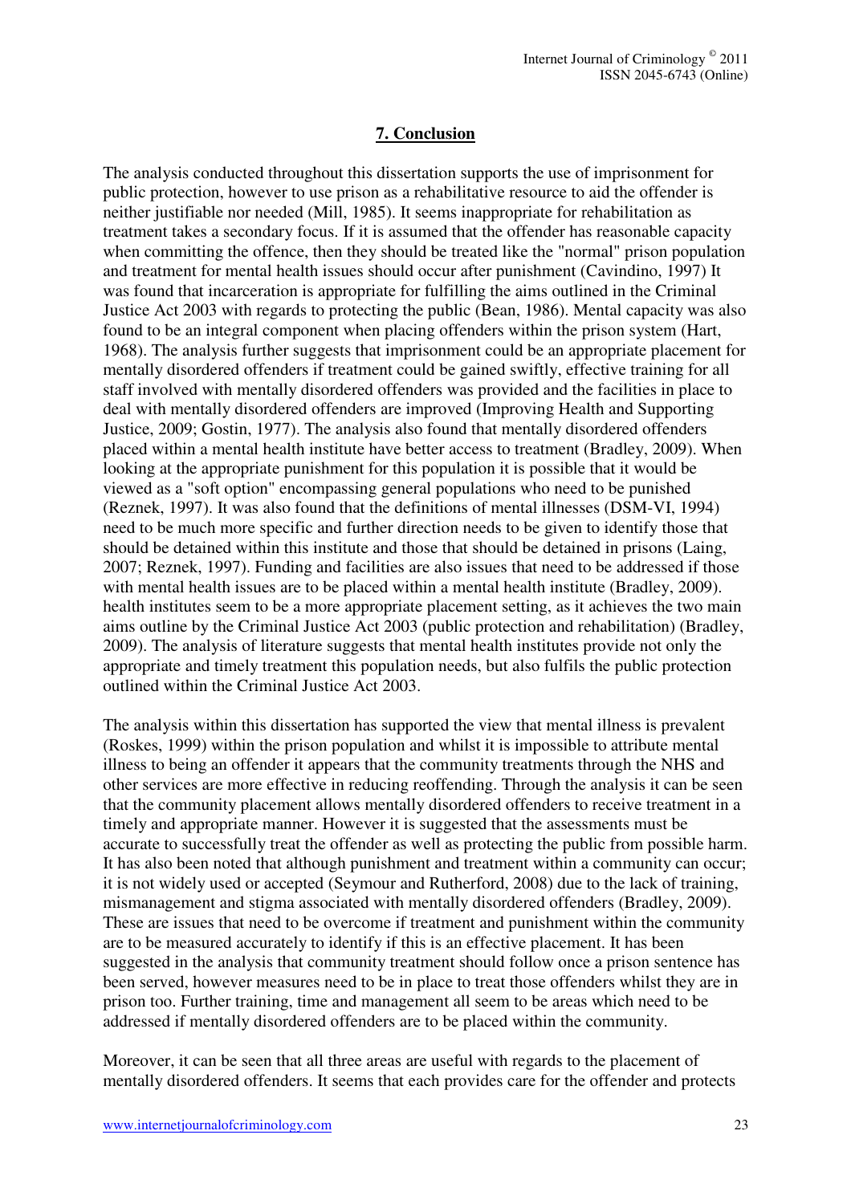## 7. Conclusion

The analysis conducted throughout this dissertation supports the use of imprisonment for public protection, however to use prison as a rehabilitative resource to aid the offender is neither justifiable nor needed (Mill, 1985). It seems inappropriate for rehabilitation as treatment takes a secondary focus. If it is assumed that the offender has reasonable capacity when committing the offence, then they should be treated like the "normal" prison population and treatment for mental health issues should occur after punishment (Cavindino, 1997) It was found that incarceration is appropriate for fulfilling the aims outlined in the Criminal Justice Act 2003 with regards to protecting the public (Bean, 1986). Mental capacity was also found to be an integral component when placing offenders within the prison system (Hart, 1968). The analysis further suggests that imprisonment could be an appropriate placement for mentally disordered offenders if treatment could be gained swiftly, effective training for all staff involved with mentally disordered offenders was provided and the facilities in place to deal with mentally disordered offenders are improved (Improving Health and Supporting Justice, 2009; Gostin, 1977). The analysis also found that mentally disordered offenders placed within a mental health institute have better access to treatment (Bradley, 2009). When looking at the appropriate punishment for this population it is possible that it would be viewed as a "soft option" encompassing general populations who need to be punished (Reznek, 1997). It was also found that the definitions of mental illnesses (DSM-VI, 1994) need to be much more specific and further direction needs to be given to identify those that should be detained within this institute and those that should be detained in prisons (Laing, 2007; Reznek, 1997). Funding and facilities are also issues that need to be addressed if those with mental health issues are to be placed within a mental health institute (Bradley, 2009). health institutes seem to be a more appropriate placement setting, as it achieves the two main aims outline by the Criminal Justice Act 2003 (public protection and rehabilitation) (Bradley, 2009). The analysis of literature suggests that mental health institutes provide not only the appropriate and timely treatment this population needs, but also fulfils the public protection outlined within the Criminal Justice Act 2003.

The analysis within this dissertation has supported the view that mental illness is prevalent (Roskes, 1999) within the prison population and whilst it is impossible to attribute mental illness to being an offender it appears that the community treatments through the NHS and other services are more effective in reducing reoffending. Through the analysis it can be seen that the community placement allows mentally disordered offenders to receive treatment in a timely and appropriate manner. However it is suggested that the assessments must be accurate to successfully treat the offender as well as protecting the public from possible harm. It has also been noted that although punishment and treatment within a community can occur; it is not widely used or accepted (Seymour and Rutherford, 2008) due to the lack of training, mismanagement and stigma associated with mentally disordered offenders (Bradley, 2009). These are issues that need to be overcome if treatment and punishment within the community are to be measured accurately to identify if this is an effective placement. It has been suggested in the analysis that community treatment should follow once a prison sentence has been served, however measures need to be in place to treat those offenders whilst they are in prison too. Further training, time and management all seem to be areas which need to be addressed if mentally disordered offenders are to be placed within the community.

Moreover, it can be seen that all three areas are useful with regards to the placement of mentally disordered offenders. It seems that each provides care for the offender and protects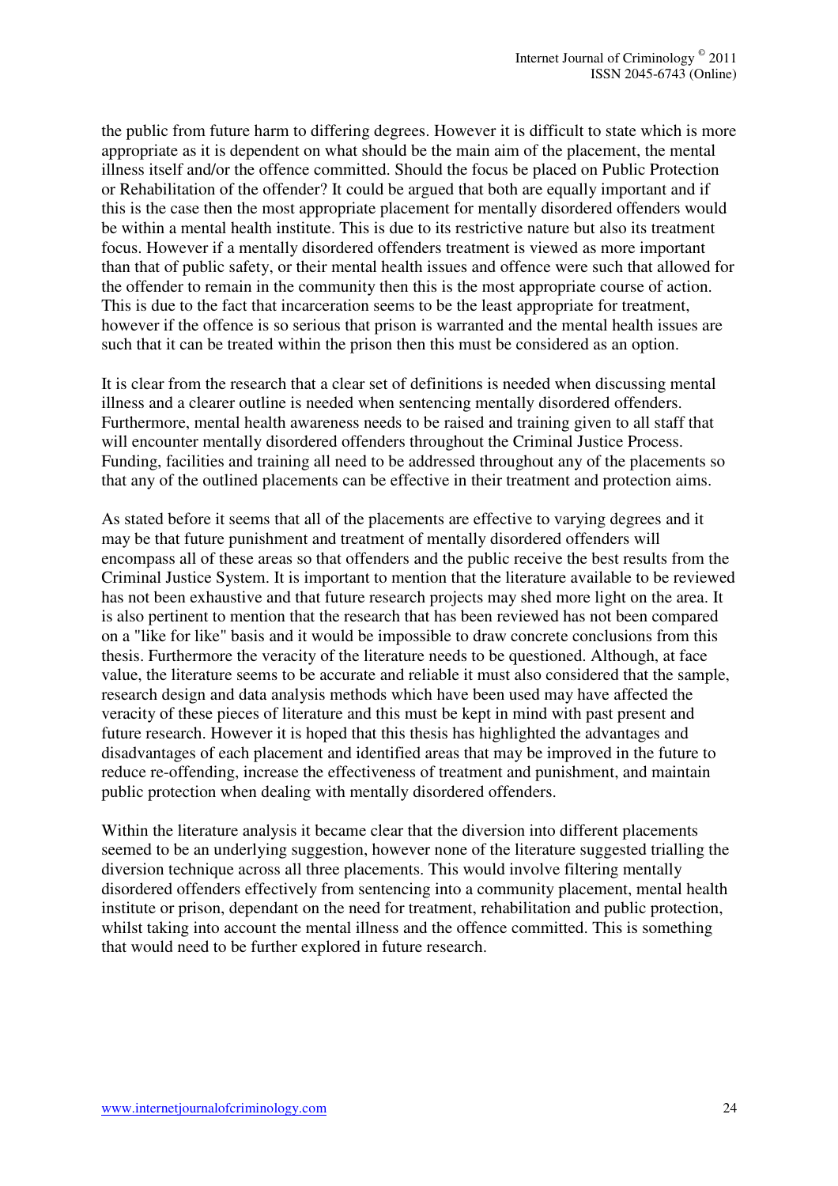the public from future harm to differing degrees. However it is difficult to state which is more appropriate as it is dependent on what should be the main aim of the placement, the mental illness itself and/or the offence committed. Should the focus be placed on Public Protection or Rehabilitation of the offender? It could be argued that both are equally important and if this is the case then the most appropriate placement for mentally disordered offenders would be within a mental health institute. This is due to its restrictive nature but also its treatment focus. However if a mentally disordered offenders treatment is viewed as more important than that of public safety, or their mental health issues and offence were such that allowed for the offender to remain in the community then this is the most appropriate course of action. This is due to the fact that incarceration seems to be the least appropriate for treatment, however if the offence is so serious that prison is warranted and the mental health issues are such that it can be treated within the prison then this must be considered as an option.

It is clear from the research that a clear set of definitions is needed when discussing mental illness and a clearer outline is needed when sentencing mentally disordered offenders. Furthermore, mental health awareness needs to be raised and training given to all staff that will encounter mentally disordered offenders throughout the Criminal Justice Process. Funding, facilities and training all need to be addressed throughout any of the placements so that any of the outlined placements can be effective in their treatment and protection aims.

As stated before it seems that all of the placements are effective to varying degrees and it may be that future punishment and treatment of mentally disordered offenders will encompass all of these areas so that offenders and the public receive the best results from the Criminal Justice System. It is important to mention that the literature available to be reviewed has not been exhaustive and that future research projects may shed more light on the area. It is also pertinent to mention that the research that has been reviewed has not been compared on a "like for like" basis and it would be impossible to draw concrete conclusions from this thesis. Furthermore the veracity of the literature needs to be questioned. Although, at face value, the literature seems to be accurate and reliable it must also considered that the sample, research design and data analysis methods which have been used may have affected the veracity of these pieces of literature and this must be kept in mind with past present and future research. However it is hoped that this thesis has highlighted the advantages and disadvantages of each placement and identified areas that may be improved in the future to reduce re-offending, increase the effectiveness of treatment and punishment, and maintain public protection when dealing with mentally disordered offenders.

Within the literature analysis it became clear that the diversion into different placements seemed to be an underlying suggestion, however none of the literature suggested trialling the diversion technique across all three placements. This would involve filtering mentally disordered offenders effectively from sentencing into a community placement, mental health institute or prison, dependant on the need for treatment, rehabilitation and public protection, whilst taking into account the mental illness and the offence committed. This is something that would need to be further explored in future research.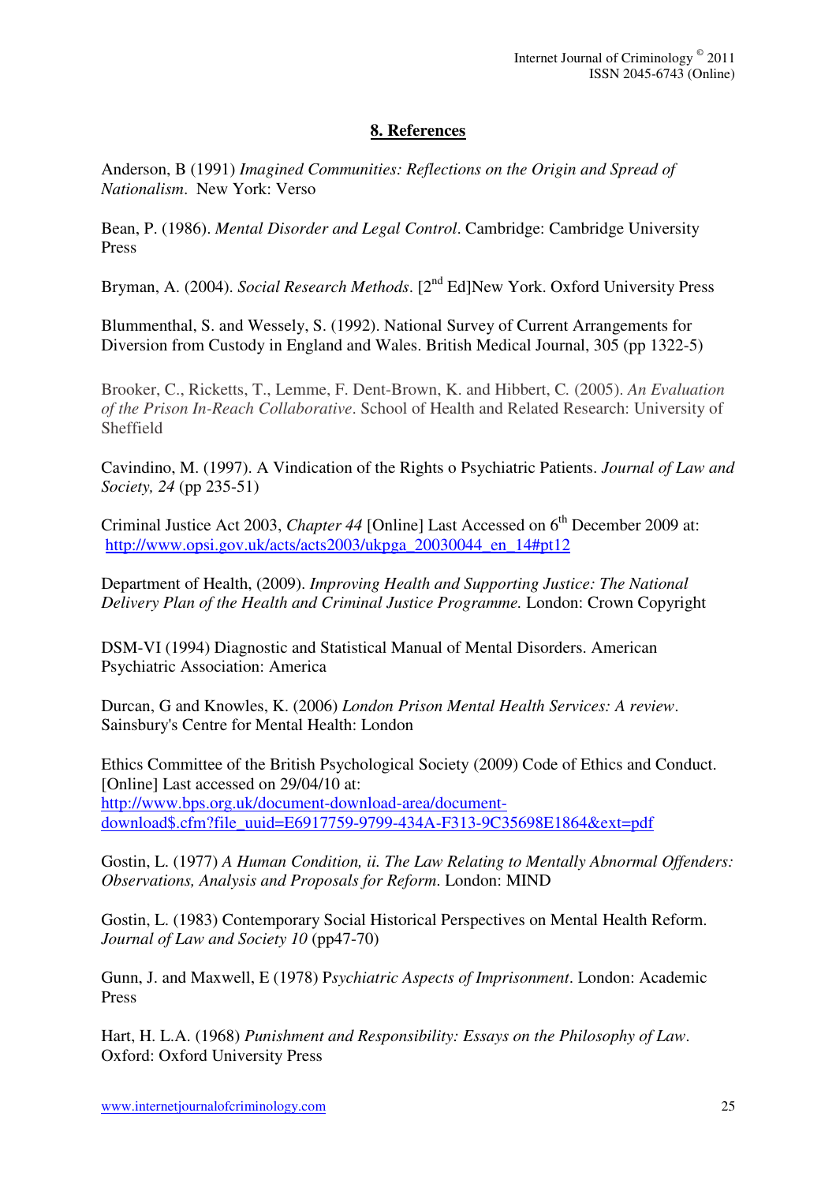## 8. References

Anderson, B (1991) *Imagined Communities: Reflections on the Origin and Spread of Nationalism*. New York: Verso

Bean, P. (1986). *Mental Disorder and Legal Control*. Cambridge: Cambridge University Press

Bryman, A. (2004). *Social Research Methods*. [2nd Ed]New York. Oxford University Press

Blummenthal, S. and Wessely, S. (1992). National Survey of Current Arrangements for Diversion from Custody in England and Wales. British Medical Journal, 305 (pp 1322-5)

Brooker, C., Ricketts, T., Lemme, F. Dent-Brown, K. and Hibbert, C. (2005). *An Evaluation of the Prison In-Reach Collaborative*. School of Health and Related Research: University of Sheffield

Cavindino, M. (1997). A Vindication of the Rights o Psychiatric Patients. *Journal of Law and Society, 24* (pp 235-51)

Criminal Justice Act 2003, *Chapter 44* [Online] Last Accessed on 6th December 2009 at: http://www.opsi.gov.uk/acts/acts2003/ukpga_20030044_en_14#pt12

Department of Health, (2009). *Improving Health and Supporting Justice: The National Delivery Plan of the Health and Criminal Justice Programme.* London: Crown Copyright

DSM-VI (1994) Diagnostic and Statistical Manual of Mental Disorders. American Psychiatric Association: America

Durcan, G and Knowles, K. (2006) *London Prison Mental Health Services: A review*. Sainsbury's Centre for Mental Health: London

Ethics Committee of the British Psychological Society (2009) Code of Ethics and Conduct. [Online] Last accessed on 29/04/10 at: http://www.bps.org.uk/document-download-area/document-download$.cfm?file_uuid=E6917759-9799-434A-F313-9C35698E1864&ext=pdf

Gostin, L. (1977) *A Human Condition, ii. The Law Relating to Mentally Abnormal Offenders: Observations, Analysis and Proposals for Reform*. London: MIND

Gostin, L. (1983) Contemporary Social Historical Perspectives on Mental Health Reform. *Journal of Law and Society 10* (pp47-70)

Gunn, J. and Maxwell, E (1978) P*sychiatric Aspects of Imprisonment*. London: Academic Press

Hart, H. L.A. (1968) *Punishment and Responsibility: Essays on the Philosophy of Law*. Oxford: Oxford University Press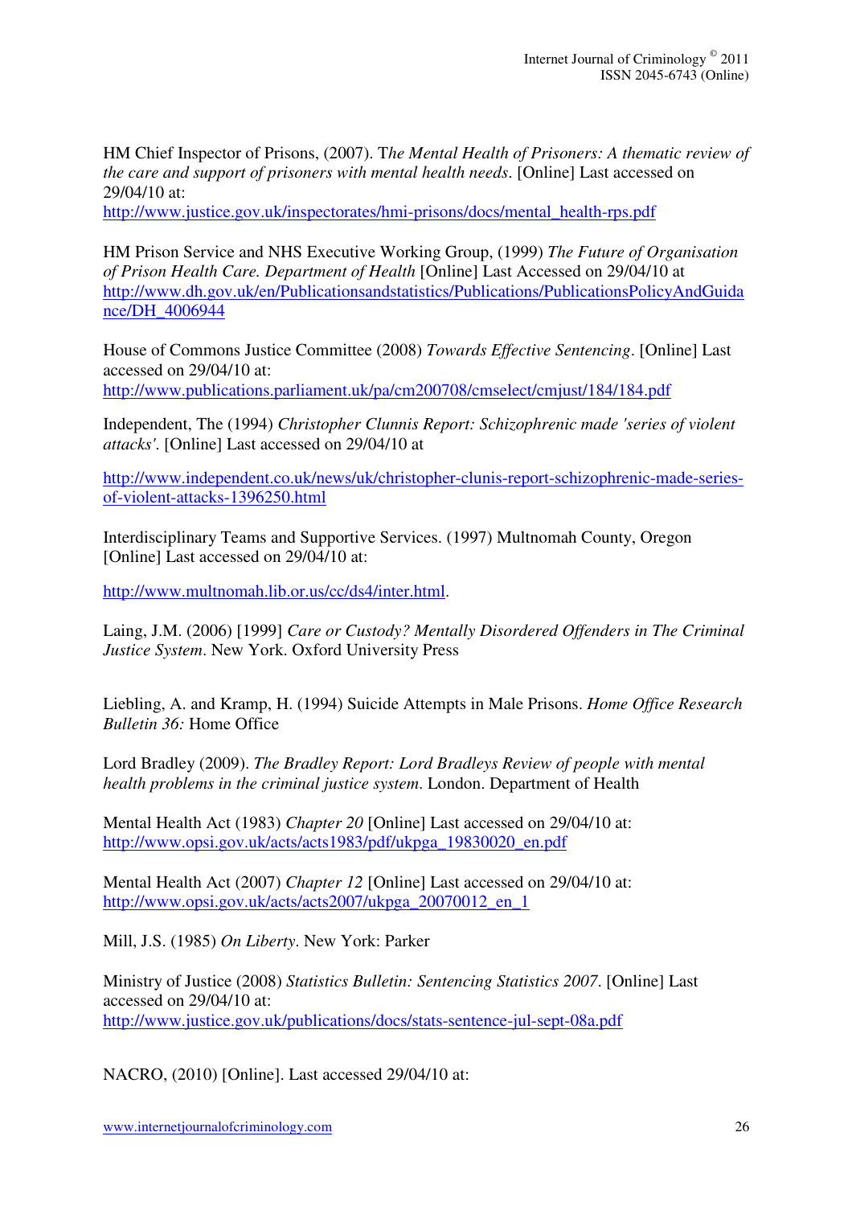HM Chief Inspector of Prisons, (2007). T*he Mental Health of Prisoners: A thematic review of the care and support of prisoners with mental health needs*. [Online] Last accessed on 29/04/10 at:
http://www.justice.gov.uk/inspectorates/hmi-prisons/docs/mental_health-rps.pdf

HM Prison Service and NHS Executive Working Group, (1999) *The Future of Organisation of Prison Health Care. Department of Health* [Online] Last Accessed on 29/04/10 at
http://www.dh.gov.uk/en/Publicationsandstatistics/Publications/PublicationsPolicyAndGuidance/DH_4006944

House of Commons Justice Committee (2008) *Towards Effective Sentencing*. [Online] Last accessed on 29/04/10 at:
http://www.publications.parliament.uk/pa/cm200708/cmselect/cmjust/184/184.pdf

Independent, The (1994) *Christopher Clunnis Report: Schizophrenic made 'series of violent attacks'*. [Online] Last accessed on 29/04/10 at

http://www.independent.co.uk/news/uk/christopher-clunis-report-schizophrenic-made-series-of-violent-attacks-1396250.html

Interdisciplinary Teams and Supportive Services. (1997) Multnomah County, Oregon [Online] Last accessed on 29/04/10 at:

http://www.multnomah.lib.or.us/cc/ds4/inter.html.

Laing, J.M. (2006) [1999] *Care or Custody? Mentally Disordered Offenders in The Criminal Justice System*. New York. Oxford University Press

Liebling, A. and Kramp, H. (1994) Suicide Attempts in Male Prisons. *Home Office Research Bulletin 36:* Home Office

Lord Bradley (2009). *The Bradley Report: Lord Bradleys Review of people with mental health problems in the criminal justice system*. London. Department of Health

Mental Health Act (1983) *Chapter 20* [Online] Last accessed on 29/04/10 at:
http://www.opsi.gov.uk/acts/acts1983/pdf/ukpga_19830020_en.pdf

Mental Health Act (2007) *Chapter 12* [Online] Last accessed on 29/04/10 at:
http://www.opsi.gov.uk/acts/acts2007/ukpga_20070012_en_1

Mill, J.S. (1985) *On Liberty*. New York: Parker

Ministry of Justice (2008) *Statistics Bulletin: Sentencing Statistics 2007*. [Online] Last accessed on 29/04/10 at:
http://www.justice.gov.uk/publications/docs/stats-sentence-jul-sept-08a.pdf

NACRO, (2010) [Online]. Last accessed 29/04/10 at: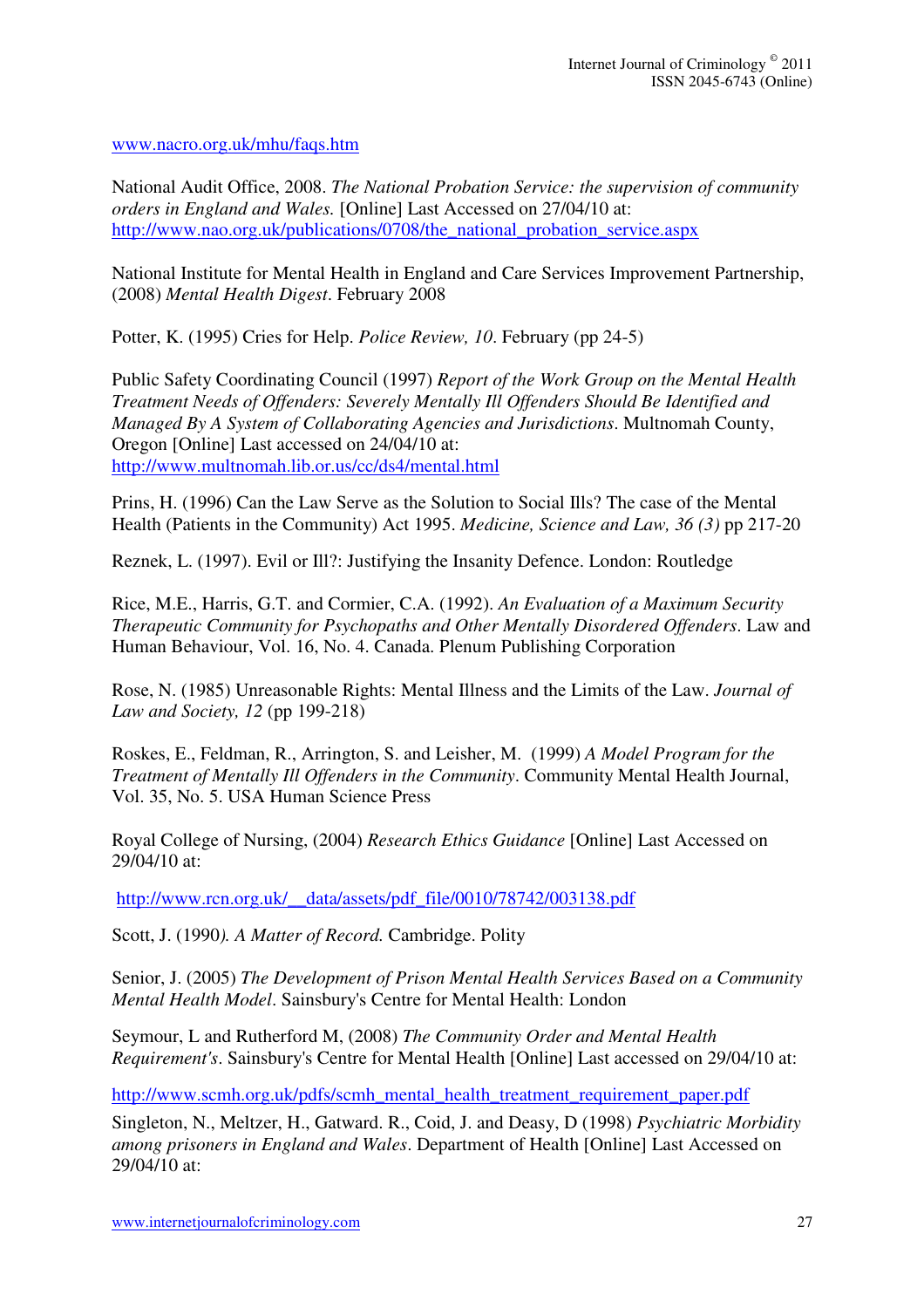www.nacro.org.uk/mhu/faqs.htm

National Audit Office, 2008. *The National Probation Service: the supervision of community orders in England and Wales.* [Online] Last Accessed on 27/04/10 at: http://www.nao.org.uk/publications/0708/the_national_probation_service.aspx

National Institute for Mental Health in England and Care Services Improvement Partnership, (2008) *Mental Health Digest*. February 2008

Potter, K. (1995) Cries for Help. *Police Review, 10*. February (pp 24-5)

Public Safety Coordinating Council (1997) *Report of the Work Group on the Mental Health Treatment Needs of Offenders: Severely Mentally Ill Offenders Should Be Identified and Managed By A System of Collaborating Agencies and Jurisdictions*. Multnomah County, Oregon [Online] Last accessed on 24/04/10 at: http://www.multnomah.lib.or.us/cc/ds4/mental.html

Prins, H. (1996) Can the Law Serve as the Solution to Social Ills? The case of the Mental Health (Patients in the Community) Act 1995. *Medicine, Science and Law, 36 (3)* pp 217-20

Reznek, L. (1997). Evil or Ill?: Justifying the Insanity Defence. London: Routledge

Rice, M.E., Harris, G.T. and Cormier, C.A. (1992). *An Evaluation of a Maximum Security Therapeutic Community for Psychopaths and Other Mentally Disordered Offenders*. Law and Human Behaviour, Vol. 16, No. 4. Canada. Plenum Publishing Corporation

Rose, N. (1985) Unreasonable Rights: Mental Illness and the Limits of the Law. *Journal of Law and Society, 12* (pp 199-218)

Roskes, E., Feldman, R., Arrington, S. and Leisher, M. (1999) *A Model Program for the Treatment of Mentally Ill Offenders in the Community*. Community Mental Health Journal, Vol. 35, No. 5. USA Human Science Press

Royal College of Nursing, (2004) *Research Ethics Guidance* [Online] Last Accessed on 29/04/10 at:

http://www.rcn.org.uk/__data/assets/pdf_file/0010/78742/003138.pdf

Scott, J. (1990*). A Matter of Record.* Cambridge. Polity

Senior, J. (2005) *The Development of Prison Mental Health Services Based on a Community Mental Health Model*. Sainsbury's Centre for Mental Health: London

Seymour, L and Rutherford M, (2008) *The Community Order and Mental Health Requirement's*. Sainsbury's Centre for Mental Health [Online] Last accessed on 29/04/10 at:

http://www.scmh.org.uk/pdfs/scmh_mental_health_treatment_requirement_paper.pdf

Singleton, N., Meltzer, H., Gatward. R., Coid, J. and Deasy, D (1998) *Psychiatric Morbidity among prisoners in England and Wales*. Department of Health [Online] Last Accessed on 29/04/10 at: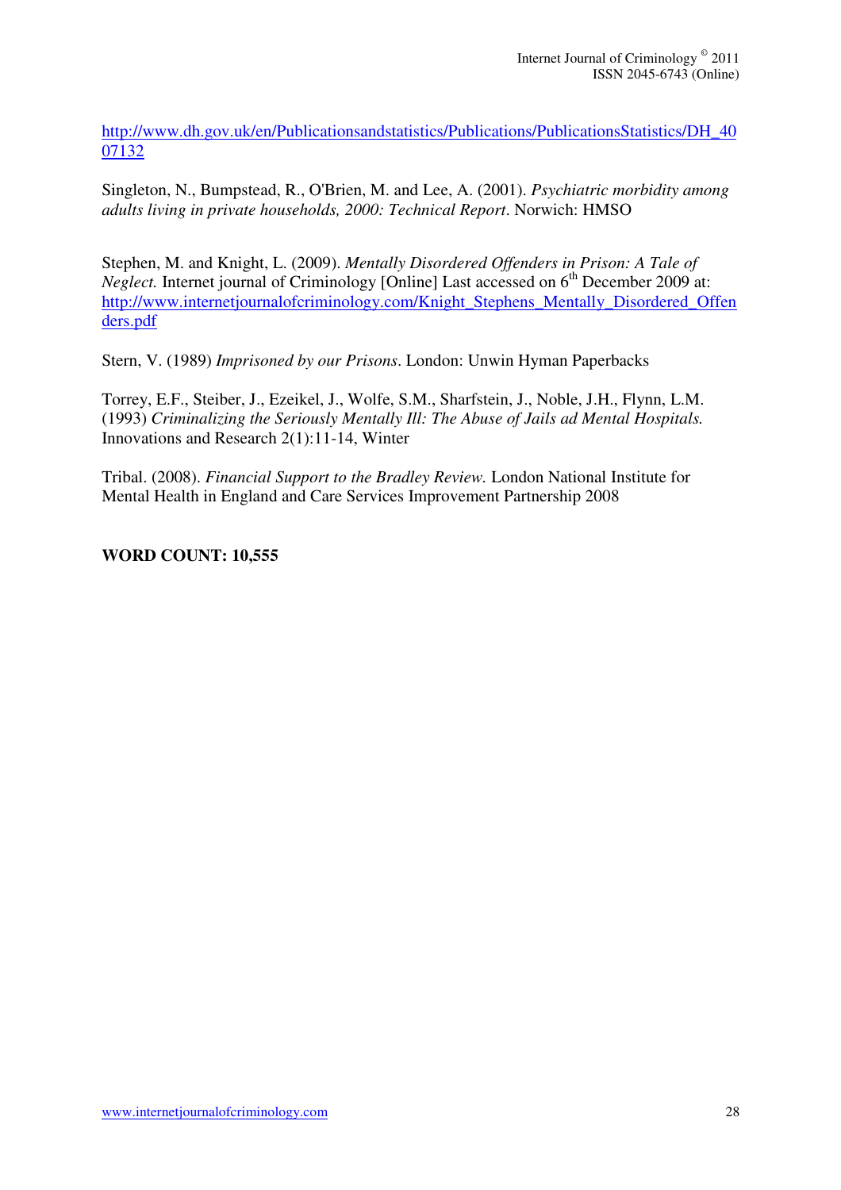http://www.dh.gov.uk/en/Publicationsandstatistics/Publications/PublicationsStatistics/DH_4007132

Singleton, N., Bumpstead, R., O'Brien, M. and Lee, A. (2001). *Psychiatric morbidity among adults living in private households, 2000: Technical Report*. Norwich: HMSO

Stephen, M. and Knight, L. (2009). *Mentally Disordered Offenders in Prison: A Tale of Neglect.* Internet journal of Criminology [Online] Last accessed on 6th December 2009 at: http://www.internetjournalofcriminology.com/Knight_Stephens_Mentally_Disordered_Offenders.pdf

Stern, V. (1989) *Imprisoned by our Prisons*. London: Unwin Hyman Paperbacks

Torrey, E.F., Steiber, J., Ezeikel, J., Wolfe, S.M., Sharfstein, J., Noble, J.H., Flynn, L.M. (1993) *Criminalizing the Seriously Mentally Ill: The Abuse of Jails ad Mental Hospitals.* Innovations and Research 2(1):11-14, Winter

Tribal. (2008). *Financial Support to the Bradley Review.* London National Institute for Mental Health in England and Care Services Improvement Partnership 2008

**WORD COUNT: 10,555**